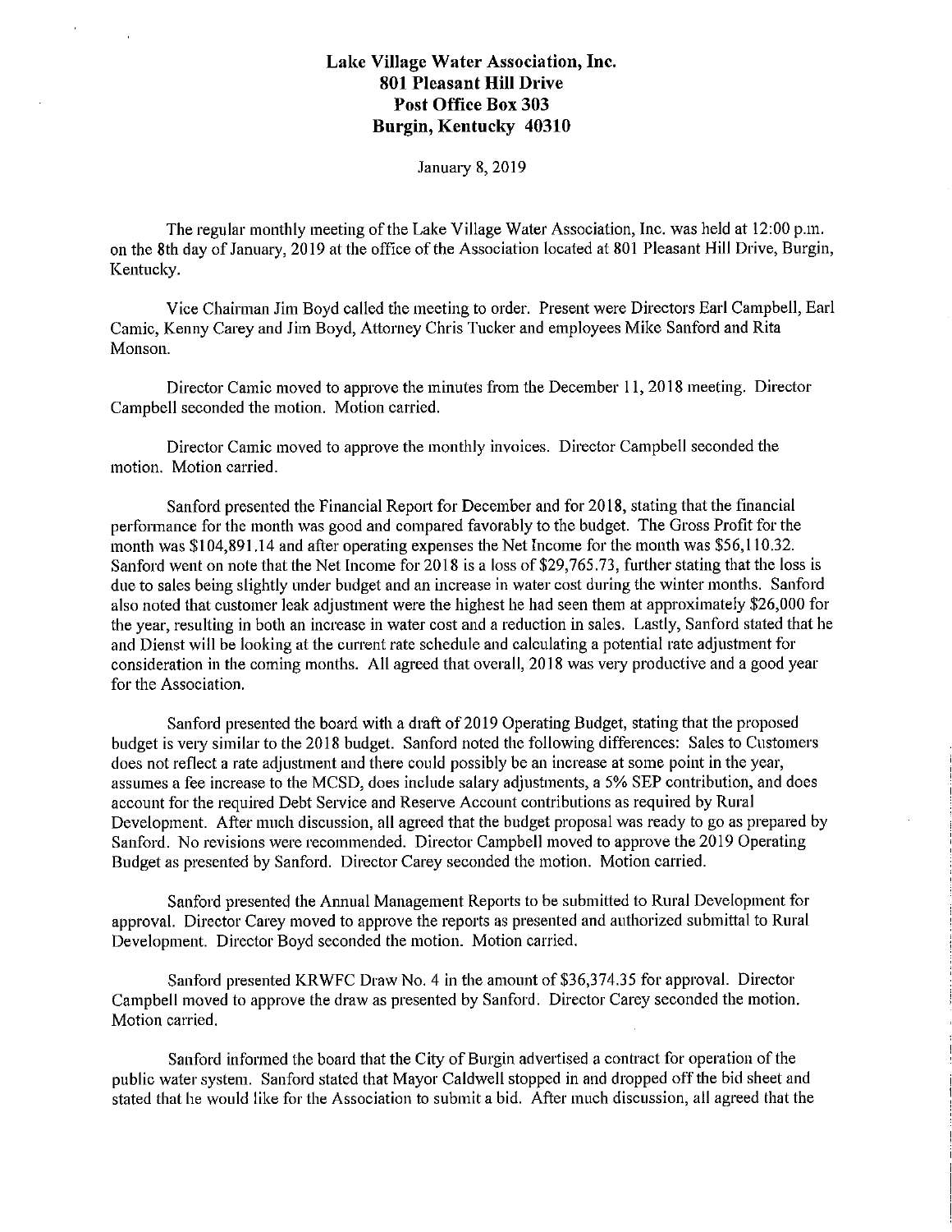**Lake Village Water Association, Inc.**
**801 Pleasant Hill Drive**
**Post Office Box 303**
**Burgin, Kentucky 40310**

January 8, 2019

The regular monthly meeting of the Lake Village Water Association, Inc. was held at 12:00 p.m. on the 8th day of January, 2019 at the office of the Association located at 801 Pleasant Hill Drive, Burgin, Kentucky.

Vice Chairman Jim Boyd called the meeting to order. Present were Directors Earl Campbell, Earl Camic, Kenny Carey and Jim Boyd, Attorney Chris Tucker and employees Mike Sanford and Rita Monson.

Director Camic moved to approve the minutes from the December 11, 2018 meeting. Director Campbell seconded the motion. Motion carried.

Director Camic moved to approve the monthly invoices. Director Campbell seconded the motion. Motion carried.

Sanford presented the Financial Report for December and for 2018, stating that the financial performance for the month was good and compared favorably to the budget. The Gross Profit for the month was $104,891.14 and after operating expenses the Net Income for the month was $56,110.32. Sanford went on note that the Net Income for 2018 is a loss of $29,765.73, further stating that the loss is due to sales being slightly under budget and an increase in water cost during the winter months. Sanford also noted that customer leak adjustment were the highest he had seen them at approximately $26,000 for the year, resulting in both an increase in water cost and a reduction in sales. Lastly, Sanford stated that he and Dienst will be looking at the current rate schedule and calculating a potential rate adjustment for consideration in the coming months. All agreed that overall, 2018 was very productive and a good year for the Association.

Sanford presented the board with a draft of 2019 Operating Budget, stating that the proposed budget is very similar to the 2018 budget. Sanford noted the following differences: Sales to Customers does not reflect a rate adjustment and there could possibly be an increase at some point in the year, assumes a fee increase to the MCSD, does include salary adjustments, a 5% SEP contribution, and does account for the required Debt Service and Reserve Account contributions as required by Rural Development. After much discussion, all agreed that the budget proposal was ready to go as prepared by Sanford. No revisions were recommended. Director Campbell moved to approve the 2019 Operating Budget as presented by Sanford. Director Carey seconded the motion. Motion carried.

Sanford presented the Annual Management Reports to be submitted to Rural Development for approval. Director Carey moved to approve the reports as presented and authorized submittal to Rural Development. Director Boyd seconded the motion. Motion carried.

Sanford presented KRWFC Draw No. 4 in the amount of $36,374.35 for approval. Director Campbell moved to approve the draw as presented by Sanford. Director Carey seconded the motion. Motion carried.

Sanford informed the board that the City of Burgin advertised a contract for operation of the public water system. Sanford stated that Mayor Caldwell stopped in and dropped off the bid sheet and stated that he would like for the Association to submit a bid. After much discussion, all agreed that the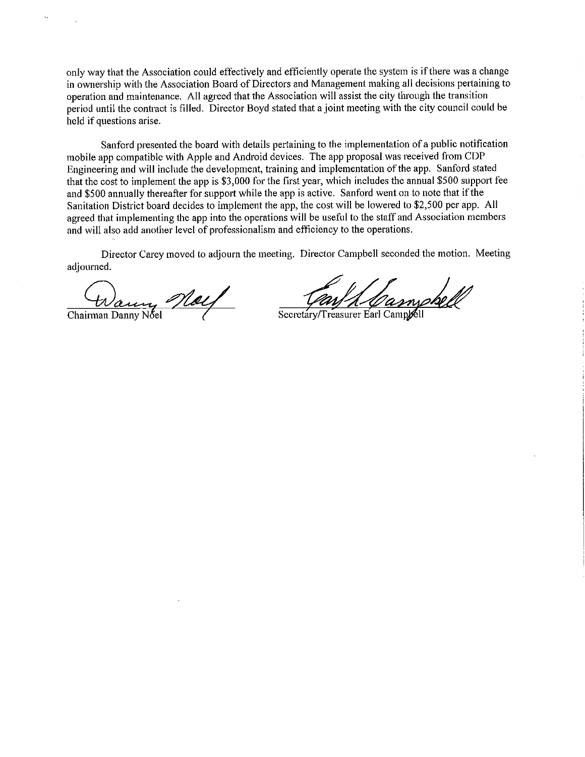only way that the Association could effectively and efficiently operate the system is if there was a change in ownership with the Association Board of Directors and Management making all decisions pertaining to operation and maintenance. All agreed that the Association will assist the city through the transition period until the contract is filled. Director Boyd stated that a joint meeting with the city council could be held if questions arise.

Sanford presented the board with details pertaining to the implementation of a public notification mobile app compatible with Apple and Android devices. The app proposal was received from CDP Engineering and will include the development, training and implementation of the app. Sanford stated that the cost to implement the app is $3,000 for the first year, which includes the annual $500 support fee and $500 annually thereafter for support while the app is active. Sanford went on to note that if the Sanitation District board decides to implement the app, the cost will be lowered to $2,500 per app. All agreed that implementing the app into the operations will be useful to the staff and Association members and will also add another level of professionalism and efficiency to the operations.

Director Carey moved to adjourn the meeting. Director Campbell seconded the motion. Meeting adjourned.

Chairman Danny Noel

Secretary/Treasurer Earl Campbell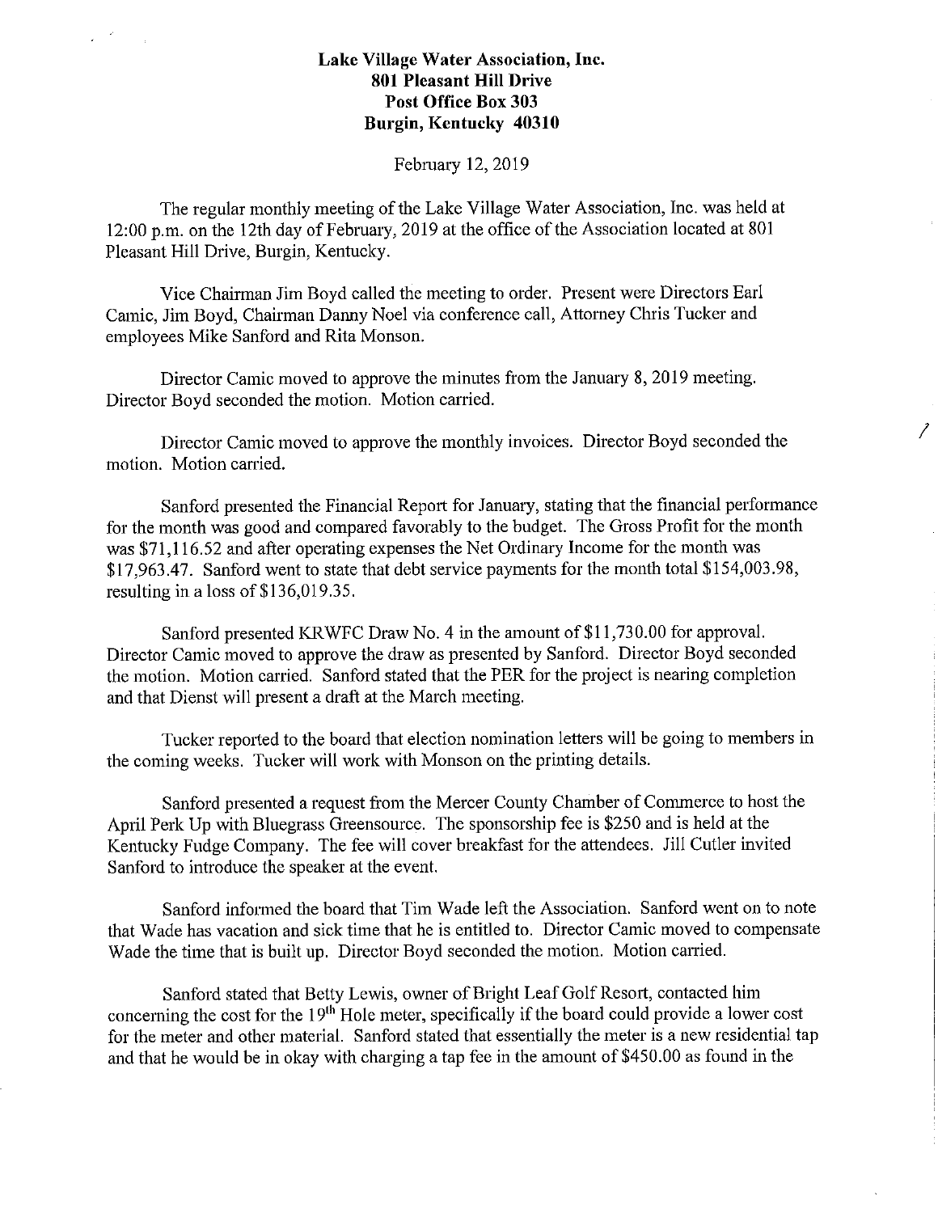**Lake Village Water Association, Inc.**
**801 Pleasant Hill Drive**
**Post Office Box 303**
**Burgin, Kentucky 40310**

February 12, 2019

The regular monthly meeting of the Lake Village Water Association, Inc. was held at 12:00 p.m. on the 12th day of February, 2019 at the office of the Association located at 801 Pleasant Hill Drive, Burgin, Kentucky.

Vice Chairman Jim Boyd called the meeting to order. Present were Directors Earl Camic, Jim Boyd, Chairman Danny Noel via conference call, Attorney Chris Tucker and employees Mike Sanford and Rita Monson.

Director Camic moved to approve the minutes from the January 8, 2019 meeting. Director Boyd seconded the motion. Motion carried.

Director Camic moved to approve the monthly invoices. Director Boyd seconded the motion. Motion carried.

Sanford presented the Financial Report for January, stating that the financial performance for the month was good and compared favorably to the budget. The Gross Profit for the month was $71,116.52 and after operating expenses the Net Ordinary Income for the month was $17,963.47. Sanford went to state that debt service payments for the month total $154,003.98, resulting in a loss of $136,019.35.

Sanford presented KRWFC Draw No. 4 in the amount of $11,730.00 for approval. Director Camic moved to approve the draw as presented by Sanford. Director Boyd seconded the motion. Motion carried. Sanford stated that the PER for the project is nearing completion and that Dienst will present a draft at the March meeting.

Tucker reported to the board that election nomination letters will be going to members in the coming weeks. Tucker will work with Monson on the printing details.

Sanford presented a request from the Mercer County Chamber of Commerce to host the April Perk Up with Bluegrass Greensource. The sponsorship fee is $250 and is held at the Kentucky Fudge Company. The fee will cover breakfast for the attendees. Jill Cutler invited Sanford to introduce the speaker at the event.

Sanford informed the board that Tim Wade left the Association. Sanford went on to note that Wade has vacation and sick time that he is entitled to. Director Camic moved to compensate Wade the time that is built up. Director Boyd seconded the motion. Motion carried.

Sanford stated that Betty Lewis, owner of Bright Leaf Golf Resort, contacted him concerning the cost for the 19th Hole meter, specifically if the board could provide a lower cost for the meter and other material. Sanford stated that essentially the meter is a new residential tap and that he would be in okay with charging a tap fee in the amount of $450.00 as found in the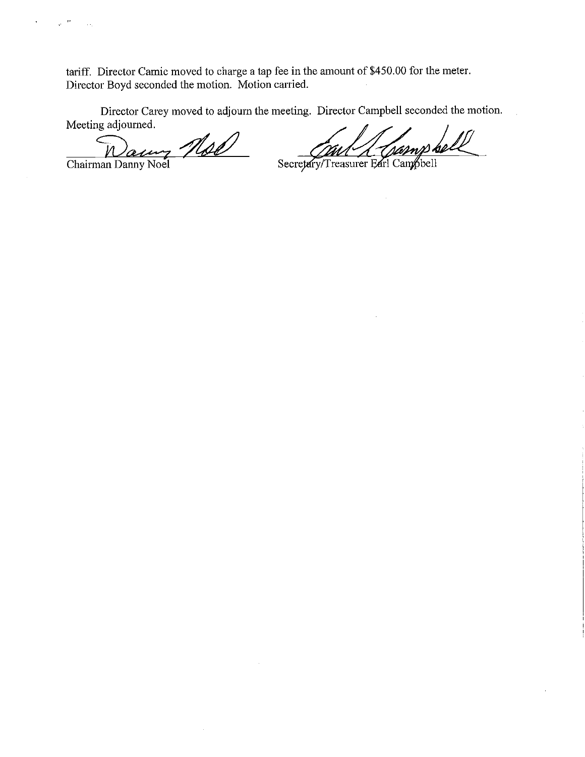tariff. Director Camic moved to charge a tap fee in the amount of $450.00 for the meter. Director Boyd seconded the motion. Motion carried.

Director Carey moved to adjourn the meeting. Director Campbell seconded the motion. Meeting adjourned.

Chairman Danny Noel

Secretary/Treasurer Earl Campbell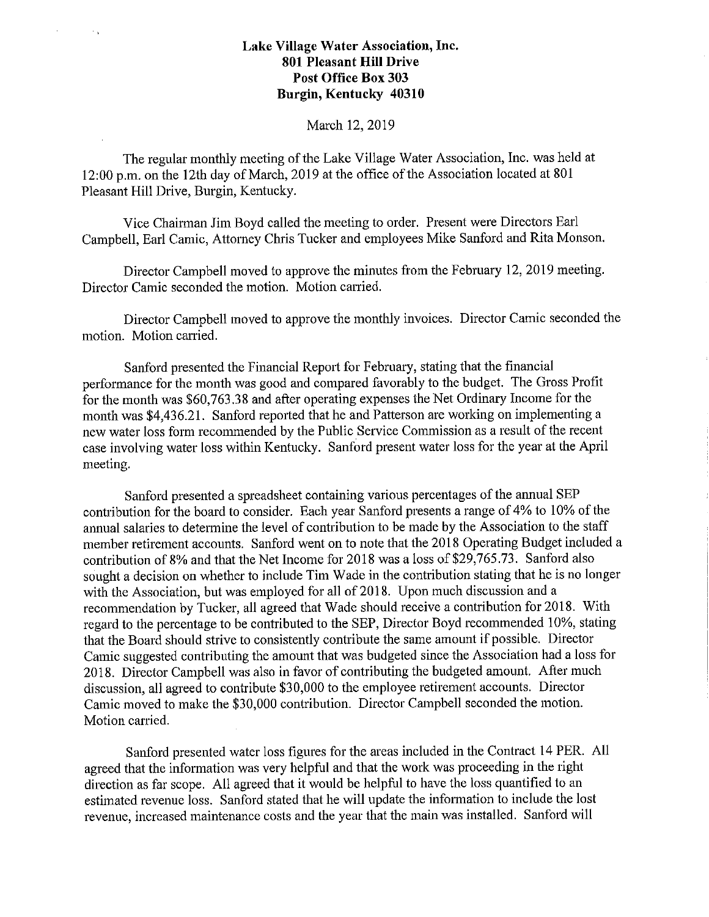**Lake Village Water Association, Inc.**
**801 Pleasant Hill Drive**
**Post Office Box 303**
**Burgin, Kentucky 40310**

March 12, 2019

The regular monthly meeting of the Lake Village Water Association, Inc. was held at 12:00 p.m. on the 12th day of March, 2019 at the office of the Association located at 801 Pleasant Hill Drive, Burgin, Kentucky.

Vice Chairman Jim Boyd called the meeting to order. Present were Directors Earl Campbell, Earl Camic, Attorney Chris Tucker and employees Mike Sanford and Rita Monson.

Director Campbell moved to approve the minutes from the February 12, 2019 meeting. Director Camic seconded the motion. Motion carried.

Director Campbell moved to approve the monthly invoices. Director Camic seconded the motion. Motion carried.

Sanford presented the Financial Report for February, stating that the financial performance for the month was good and compared favorably to the budget. The Gross Profit for the month was $60,763.38 and after operating expenses the Net Ordinary Income for the month was $4,436.21. Sanford reported that he and Patterson are working on implementing a new water loss form recommended by the Public Service Commission as a result of the recent case involving water loss within Kentucky. Sanford present water loss for the year at the April meeting.

Sanford presented a spreadsheet containing various percentages of the annual SEP contribution for the board to consider. Each year Sanford presents a range of 4% to 10% of the annual salaries to determine the level of contribution to be made by the Association to the staff member retirement accounts. Sanford went on to note that the 2018 Operating Budget included a contribution of 8% and that the Net Income for 2018 was a loss of $29,765.73. Sanford also sought a decision on whether to include Tim Wade in the contribution stating that he is no longer with the Association, but was employed for all of 2018. Upon much discussion and a recommendation by Tucker, all agreed that Wade should receive a contribution for 2018. With regard to the percentage to be contributed to the SEP, Director Boyd recommended 10%, stating that the Board should strive to consistently contribute the same amount if possible. Director Camic suggested contributing the amount that was budgeted since the Association had a loss for 2018. Director Campbell was also in favor of contributing the budgeted amount. After much discussion, all agreed to contribute $30,000 to the employee retirement accounts. Director Camic moved to make the $30,000 contribution. Director Campbell seconded the motion. Motion carried.

Sanford presented water loss figures for the areas included in the Contract 14 PER. All agreed that the information was very helpful and that the work was proceeding in the right direction as far scope. All agreed that it would be helpful to have the loss quantified to an estimated revenue loss. Sanford stated that he will update the information to include the lost revenue, increased maintenance costs and the year that the main was installed. Sanford will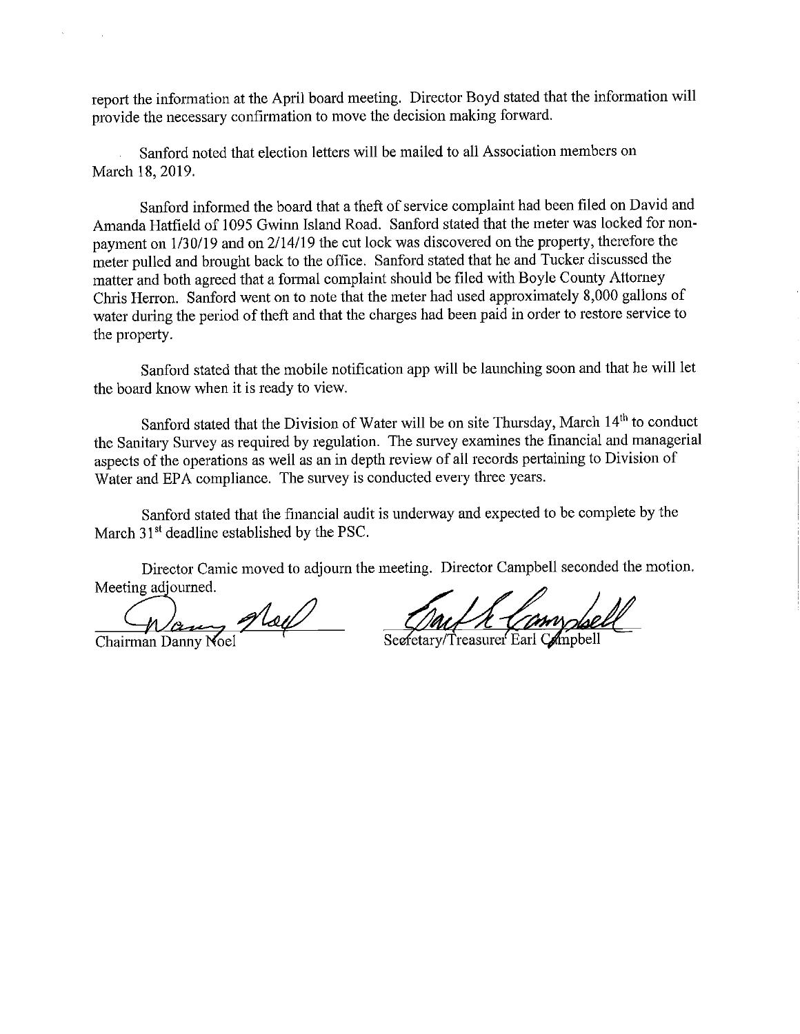report the information at the April board meeting. Director Boyd stated that the information will provide the necessary confirmation to move the decision making forward.

Sanford noted that election letters will be mailed to all Association members on March 18, 2019.

Sanford informed the board that a theft of service complaint had been filed on David and Amanda Hatfield of 1095 Gwinn Island Road. Sanford stated that the meter was locked for non-payment on 1/30/19 and on 2/14/19 the cut lock was discovered on the property, therefore the meter pulled and brought back to the office. Sanford stated that he and Tucker discussed the matter and both agreed that a formal complaint should be filed with Boyle County Attorney Chris Herron. Sanford went on to note that the meter had used approximately 8,000 gallons of water during the period of theft and that the charges had been paid in order to restore service to the property.

Sanford stated that the mobile notification app will be launching soon and that he will let the board know when it is ready to view.

Sanford stated that the Division of Water will be on site Thursday, March 14th to conduct the Sanitary Survey as required by regulation. The survey examines the financial and managerial aspects of the operations as well as an in depth review of all records pertaining to Division of Water and EPA compliance. The survey is conducted every three years.

Sanford stated that the financial audit is underway and expected to be complete by the March 31st deadline established by the PSC.

Director Camic moved to adjourn the meeting. Director Campbell seconded the motion. Meeting adjourned.

Chairman Danny Noel

Secretary/Treasurer Earl Campbell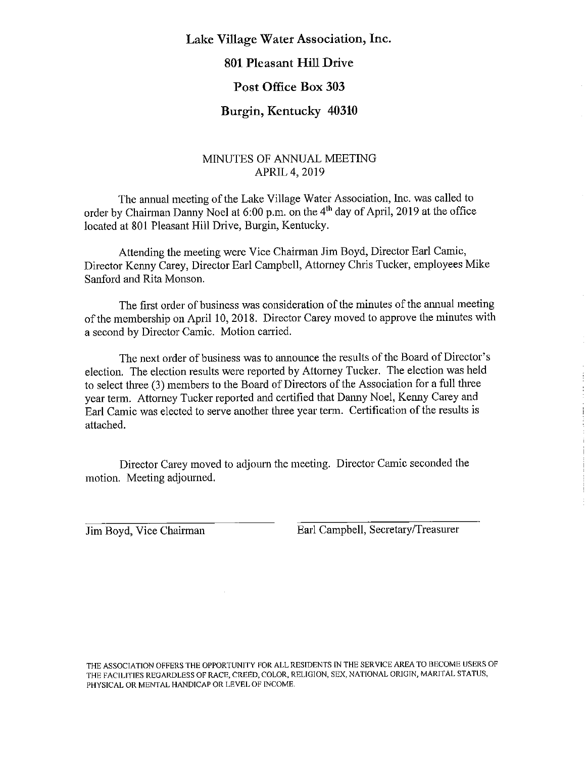# Lake Village Water Association, Inc.

## 801 Pleasant Hill Drive

## Post Office Box 303

## Burgin, Kentucky 40310

MINUTES OF ANNUAL MEETING
APRIL 4, 2019

The annual meeting of the Lake Village Water Association, Inc. was called to order by Chairman Danny Noel at 6:00 p.m. on the 4th day of April, 2019 at the office located at 801 Pleasant Hill Drive, Burgin, Kentucky.

Attending the meeting were Vice Chairman Jim Boyd, Director Earl Camic, Director Kenny Carey, Director Earl Campbell, Attorney Chris Tucker, employees Mike Sanford and Rita Monson.

The first order of business was consideration of the minutes of the annual meeting of the membership on April 10, 2018. Director Carey moved to approve the minutes with a second by Director Camic. Motion carried.

The next order of business was to announce the results of the Board of Director's election. The election results were reported by Attorney Tucker. The election was held to select three (3) members to the Board of Directors of the Association for a full three year term. Attorney Tucker reported and certified that Danny Noel, Kenny Carey and Earl Camic was elected to serve another three year term. Certification of the results is attached.

Director Carey moved to adjourn the meeting. Director Camic seconded the motion. Meeting adjourned.

Jim Boyd, Vice Chairman

Earl Campbell, Secretary/Treasurer

THE ASSOCIATION OFFERS THE OPPORTUNITY FOR ALL RESIDENTS IN THE SERVICE AREA TO BECOME USERS OF THE FACILITIES REGARDLESS OF RACE, CREED, COLOR, RELIGION, SEX, NATIONAL ORIGIN, MARITAL STATUS, PHYSICAL OR MENTAL HANDICAP OR LEVEL OF INCOME.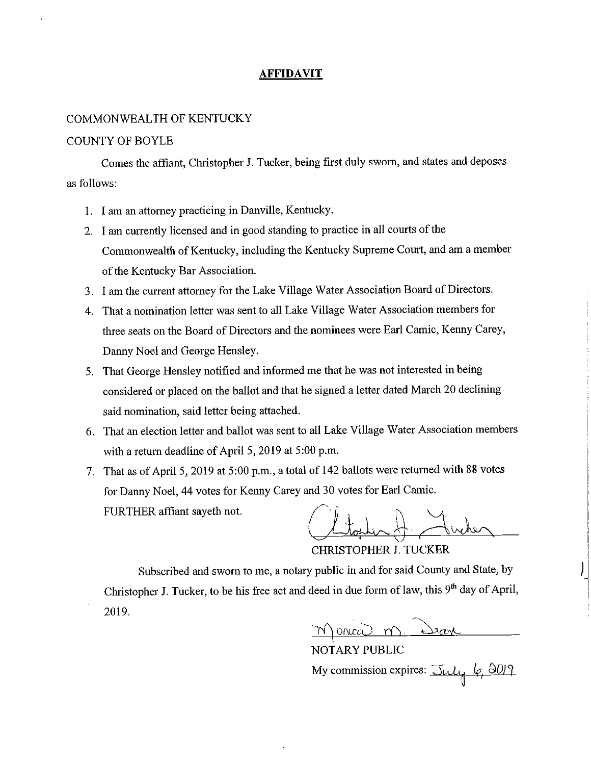# AFFIDAVIT

COMMONWEALTH OF KENTUCKY

COUNTY OF BOYLE

Comes the affiant, Christopher J. Tucker, being first duly sworn, and states and deposes as follows:

1. I am an attorney practicing in Danville, Kentucky.
2. I am currently licensed and in good standing to practice in all courts of the Commonwealth of Kentucky, including the Kentucky Supreme Court, and am a member of the Kentucky Bar Association.
3. I am the current attorney for the Lake Village Water Association Board of Directors.
4. That a nomination letter was sent to all Lake Village Water Association members for three seats on the Board of Directors and the nominees were Earl Camic, Kenny Carey, Danny Noel and George Hensley.
5. That George Hensley notified and informed me that he was not interested in being considered or placed on the ballot and that he signed a letter dated March 20 declining said nomination, said letter being attached.
6. That an election letter and ballot was sent to all Lake Village Water Association members with a return deadline of April 5, 2019 at 5:00 p.m.
7. That as of April 5, 2019 at 5:00 p.m., a total of 142 ballots were returned with 88 votes for Danny Noel, 44 votes for Kenny Carey and 30 votes for Earl Camic.

FURTHER affiant sayeth not.

CHRISTOPHER J. TUCKER

Subscribed and sworn to me, a notary public in and for said County and State, by Christopher J. Tucker, to be his free act and deed in due form of law, this 9th day of April, 2019.

NOTARY PUBLIC

My commission expires: July 6, 2019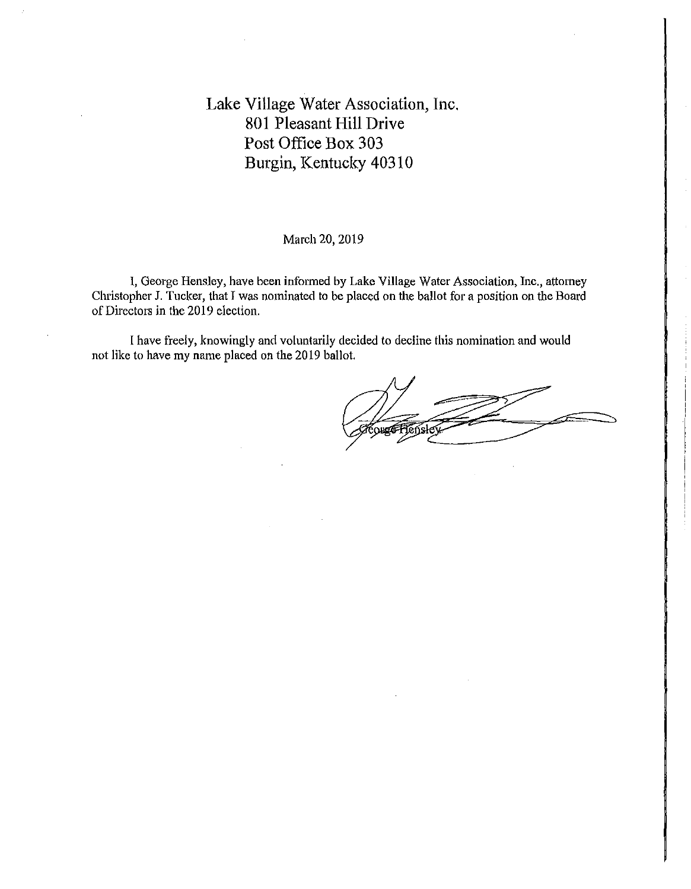Lake Village Water Association, Inc.
801 Pleasant Hill Drive
Post Office Box 303
Burgin, Kentucky 40310

March 20, 2019

I, George Hensley, have been informed by Lake Village Water Association, Inc., attorney Christopher J. Tucker, that I was nominated to be placed on the ballot for a position on the Board of Directors in the 2019 election.

I have freely, knowingly and voluntarily decided to decline this nomination and would not like to have my name placed on the 2019 ballot.

George Hensley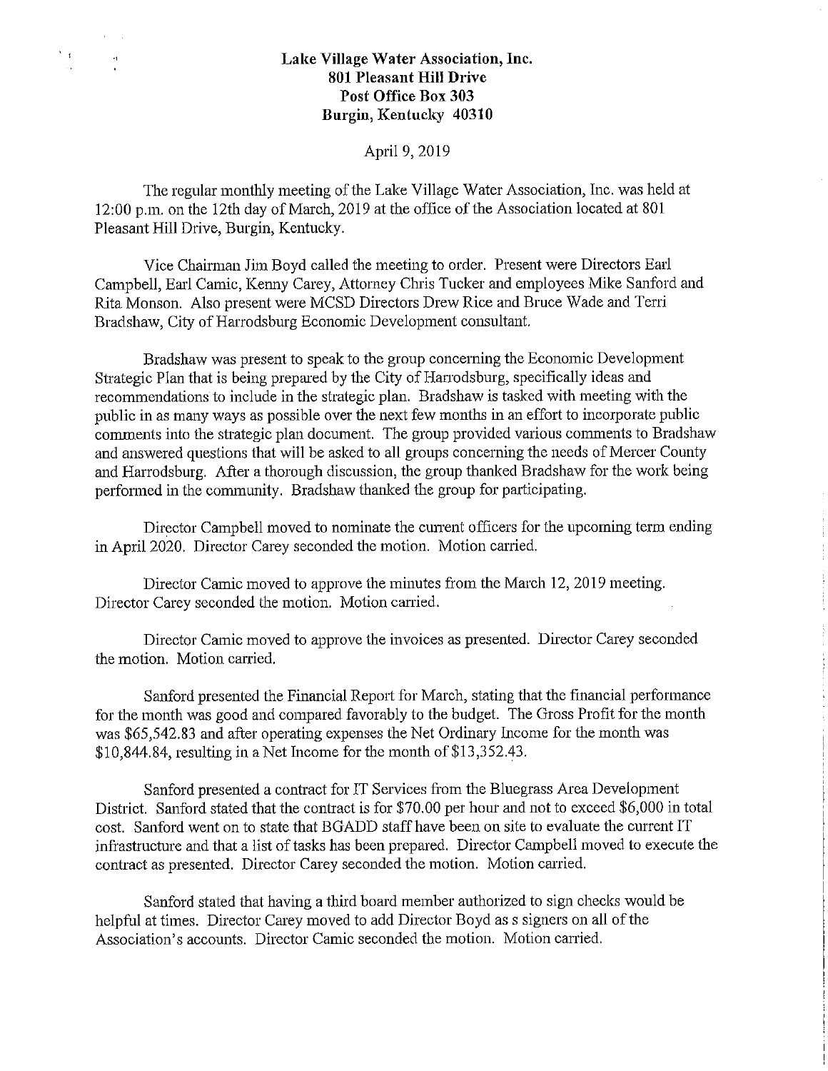**Lake Village Water Association, Inc.**
**801 Pleasant Hill Drive**
**Post Office Box 303**
**Burgin, Kentucky 40310**

April 9, 2019

The regular monthly meeting of the Lake Village Water Association, Inc. was held at 12:00 p.m. on the 12th day of March, 2019 at the office of the Association located at 801 Pleasant Hill Drive, Burgin, Kentucky.

Vice Chairman Jim Boyd called the meeting to order. Present were Directors Earl Campbell, Earl Camic, Kenny Carey, Attorney Chris Tucker and employees Mike Sanford and Rita Monson. Also present were MCSD Directors Drew Rice and Bruce Wade and Terri Bradshaw, City of Harrodsburg Economic Development consultant.

Bradshaw was present to speak to the group concerning the Economic Development Strategic Plan that is being prepared by the City of Harrodsburg, specifically ideas and recommendations to include in the strategic plan. Bradshaw is tasked with meeting with the public in as many ways as possible over the next few months in an effort to incorporate public comments into the strategic plan document. The group provided various comments to Bradshaw and answered questions that will be asked to all groups concerning the needs of Mercer County and Harrodsburg. After a thorough discussion, the group thanked Bradshaw for the work being performed in the community. Bradshaw thanked the group for participating.

Director Campbell moved to nominate the current officers for the upcoming term ending in April 2020. Director Carey seconded the motion. Motion carried.

Director Camic moved to approve the minutes from the March 12, 2019 meeting. Director Carey seconded the motion. Motion carried.

Director Camic moved to approve the invoices as presented. Director Carey seconded the motion. Motion carried.

Sanford presented the Financial Report for March, stating that the financial performance for the month was good and compared favorably to the budget. The Gross Profit for the month was $65,542.83 and after operating expenses the Net Ordinary Income for the month was $10,844.84, resulting in a Net Income for the month of $13,352.43.

Sanford presented a contract for IT Services from the Bluegrass Area Development District. Sanford stated that the contract is for $70.00 per hour and not to exceed $6,000 in total cost. Sanford went on to state that BGADD staff have been on site to evaluate the current IT infrastructure and that a list of tasks has been prepared. Director Campbell moved to execute the contract as presented. Director Carey seconded the motion. Motion carried.

Sanford stated that having a third board member authorized to sign checks would be helpful at times. Director Carey moved to add Director Boyd as s signers on all of the Association's accounts. Director Camic seconded the motion. Motion carried.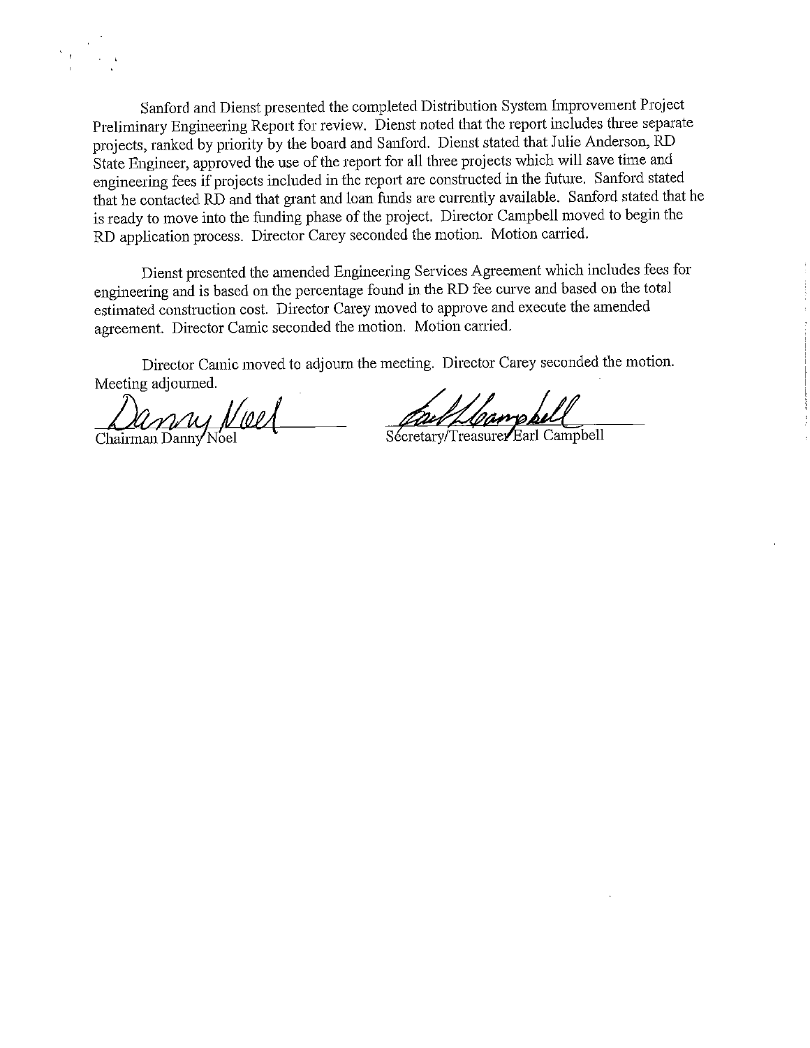Sanford and Dienst presented the completed Distribution System Improvement Project Preliminary Engineering Report for review. Dienst noted that the report includes three separate projects, ranked by priority by the board and Sanford. Dienst stated that Julie Anderson, RD State Engineer, approved the use of the report for all three projects which will save time and engineering fees if projects included in the report are constructed in the future. Sanford stated that he contacted RD and that grant and loan funds are currently available. Sanford stated that he is ready to move into the funding phase of the project. Director Campbell moved to begin the RD application process. Director Carey seconded the motion. Motion carried.

Dienst presented the amended Engineering Services Agreement which includes fees for engineering and is based on the percentage found in the RD fee curve and based on the total estimated construction cost. Director Carey moved to approve and execute the amended agreement. Director Camic seconded the motion. Motion carried.

Director Camic moved to adjourn the meeting. Director Carey seconded the motion. Meeting adjourned.

Danny Noel
Chairman Danny Noel

Earl Campbell
Secretary/Treasurer Earl Campbell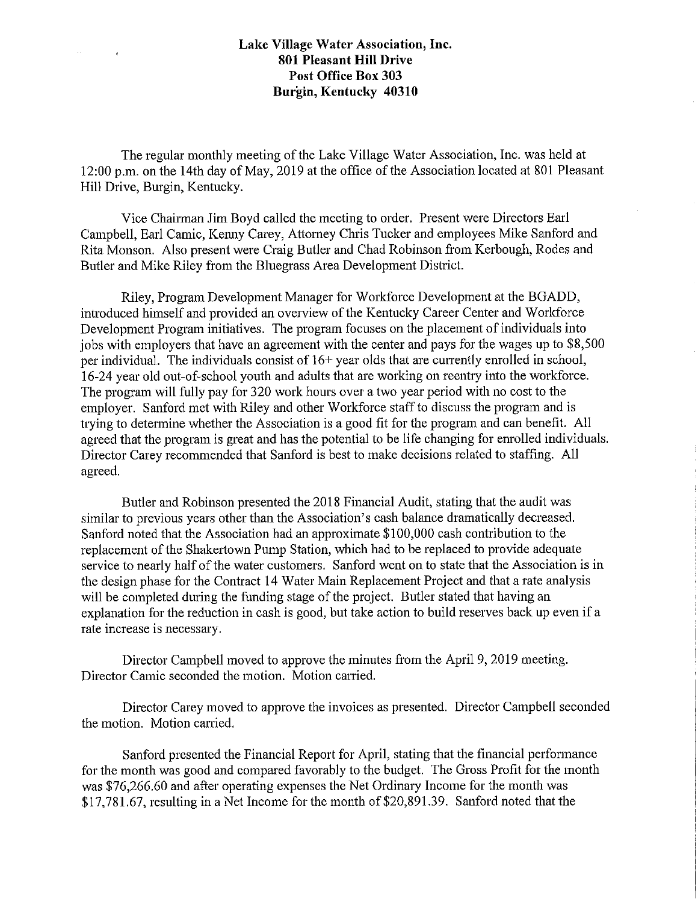**Lake Village Water Association, Inc.**
**801 Pleasant Hill Drive**
**Post Office Box 303**
**Burgin, Kentucky 40310**

The regular monthly meeting of the Lake Village Water Association, Inc. was held at 12:00 p.m. on the 14th day of May, 2019 at the office of the Association located at 801 Pleasant Hill Drive, Burgin, Kentucky.

Vice Chairman Jim Boyd called the meeting to order. Present were Directors Earl Campbell, Earl Camic, Kenny Carey, Attorney Chris Tucker and employees Mike Sanford and Rita Monson. Also present were Craig Butler and Chad Robinson from Kerbough, Rodes and Butler and Mike Riley from the Bluegrass Area Development District.

Riley, Program Development Manager for Workforce Development at the BGADD, introduced himself and provided an overview of the Kentucky Career Center and Workforce Development Program initiatives. The program focuses on the placement of individuals into jobs with employers that have an agreement with the center and pays for the wages up to $8,500 per individual. The individuals consist of 16+ year olds that are currently enrolled in school, 16-24 year old out-of-school youth and adults that are working on reentry into the workforce. The program will fully pay for 320 work hours over a two year period with no cost to the employer. Sanford met with Riley and other Workforce staff to discuss the program and is trying to determine whether the Association is a good fit for the program and can benefit. All agreed that the program is great and has the potential to be life changing for enrolled individuals. Director Carey recommended that Sanford is best to make decisions related to staffing. All agreed.

Butler and Robinson presented the 2018 Financial Audit, stating that the audit was similar to previous years other than the Association's cash balance dramatically decreased. Sanford noted that the Association had an approximate $100,000 cash contribution to the replacement of the Shakertown Pump Station, which had to be replaced to provide adequate service to nearly half of the water customers. Sanford went on to state that the Association is in the design phase for the Contract 14 Water Main Replacement Project and that a rate analysis will be completed during the funding stage of the project. Butler stated that having an explanation for the reduction in cash is good, but take action to build reserves back up even if a rate increase is necessary.

Director Campbell moved to approve the minutes from the April 9, 2019 meeting. Director Camic seconded the motion. Motion carried.

Director Carey moved to approve the invoices as presented. Director Campbell seconded the motion. Motion carried.

Sanford presented the Financial Report for April, stating that the financial performance for the month was good and compared favorably to the budget. The Gross Profit for the month was $76,266.60 and after operating expenses the Net Ordinary Income for the month was $17,781.67, resulting in a Net Income for the month of $20,891.39. Sanford noted that the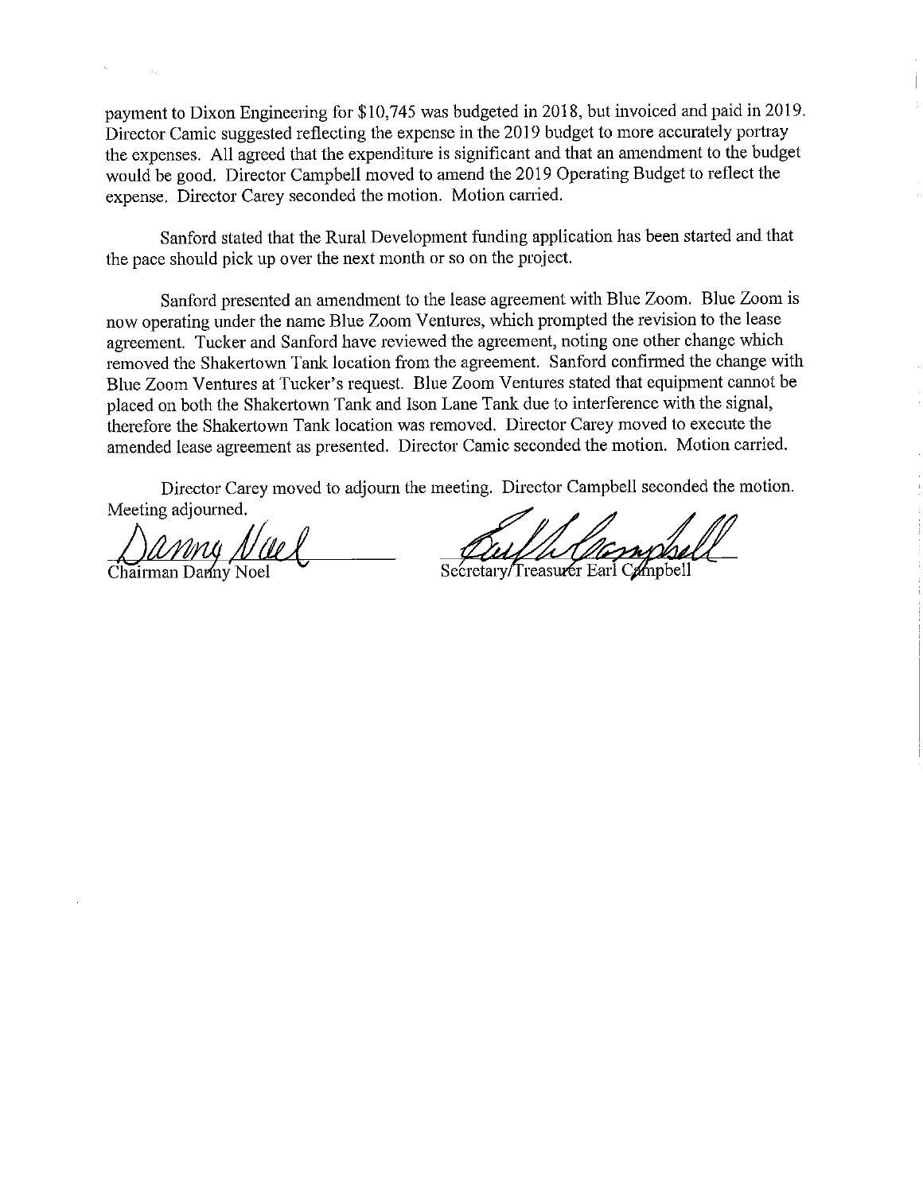payment to Dixon Engineering for $10,745 was budgeted in 2018, but invoiced and paid in 2019. Director Camic suggested reflecting the expense in the 2019 budget to more accurately portray the expenses. All agreed that the expenditure is significant and that an amendment to the budget would be good. Director Campbell moved to amend the 2019 Operating Budget to reflect the expense. Director Carey seconded the motion. Motion carried.

Sanford stated that the Rural Development funding application has been started and that the pace should pick up over the next month or so on the project.

Sanford presented an amendment to the lease agreement with Blue Zoom. Blue Zoom is now operating under the name Blue Zoom Ventures, which prompted the revision to the lease agreement. Tucker and Sanford have reviewed the agreement, noting one other change which removed the Shakertown Tank location from the agreement. Sanford confirmed the change with Blue Zoom Ventures at Tucker's request. Blue Zoom Ventures stated that equipment cannot be placed on both the Shakertown Tank and Ison Lane Tank due to interference with the signal, therefore the Shakertown Tank location was removed. Director Carey moved to execute the amended lease agreement as presented. Director Camic seconded the motion. Motion carried.

Director Carey moved to adjourn the meeting. Director Campbell seconded the motion. Meeting adjourned.

Chairman Danny Noel

Secretary/Treasurer Earl Campbell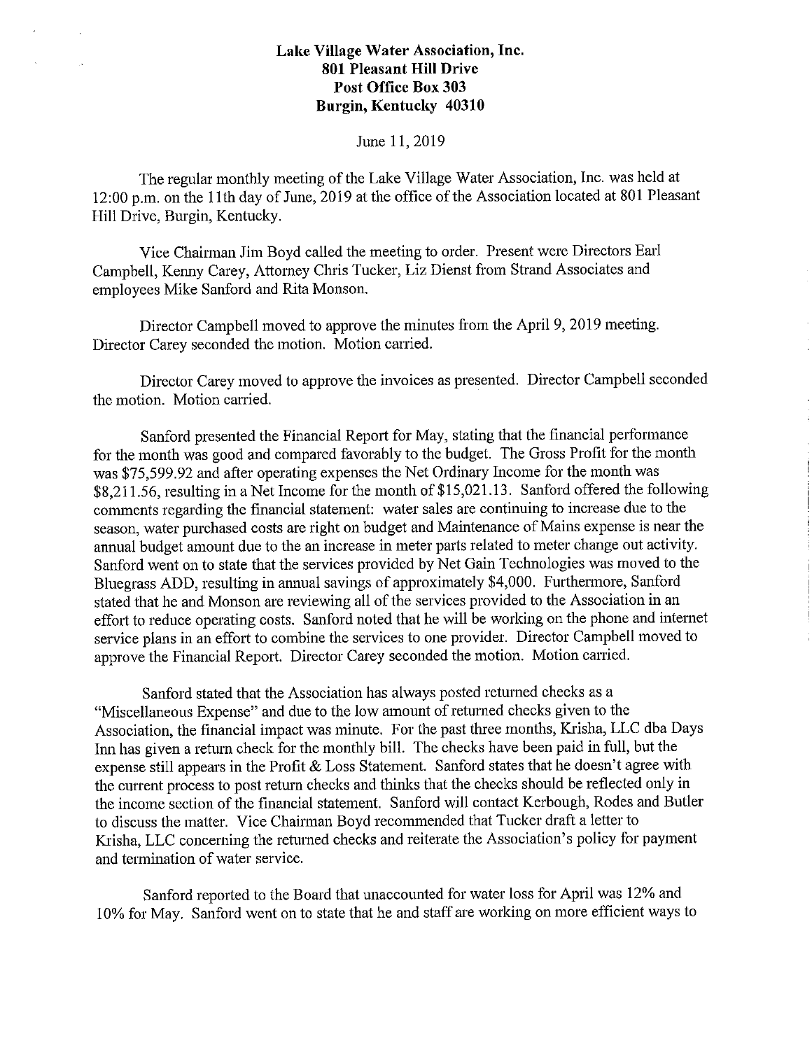**Lake Village Water Association, Inc.**
**801 Pleasant Hill Drive**
**Post Office Box 303**
**Burgin, Kentucky 40310**

June 11, 2019

The regular monthly meeting of the Lake Village Water Association, Inc. was held at 12:00 p.m. on the 11th day of June, 2019 at the office of the Association located at 801 Pleasant Hill Drive, Burgin, Kentucky.

Vice Chairman Jim Boyd called the meeting to order. Present were Directors Earl Campbell, Kenny Carey, Attorney Chris Tucker, Liz Dienst from Strand Associates and employees Mike Sanford and Rita Monson.

Director Campbell moved to approve the minutes from the April 9, 2019 meeting. Director Carey seconded the motion. Motion carried.

Director Carey moved to approve the invoices as presented. Director Campbell seconded the motion. Motion carried.

Sanford presented the Financial Report for May, stating that the financial performance for the month was good and compared favorably to the budget. The Gross Profit for the month was $75,599.92 and after operating expenses the Net Ordinary Income for the month was $8,211.56, resulting in a Net Income for the month of $15,021.13. Sanford offered the following comments regarding the financial statement: water sales are continuing to increase due to the season, water purchased costs are right on budget and Maintenance of Mains expense is near the annual budget amount due to the an increase in meter parts related to meter change out activity. Sanford went on to state that the services provided by Net Gain Technologies was moved to the Bluegrass ADD, resulting in annual savings of approximately $4,000. Furthermore, Sanford stated that he and Monson are reviewing all of the services provided to the Association in an effort to reduce operating costs. Sanford noted that he will be working on the phone and internet service plans in an effort to combine the services to one provider. Director Campbell moved to approve the Financial Report. Director Carey seconded the motion. Motion carried.

Sanford stated that the Association has always posted returned checks as a "Miscellaneous Expense" and due to the low amount of returned checks given to the Association, the financial impact was minute. For the past three months, Krisha, LLC dba Days Inn has given a return check for the monthly bill. The checks have been paid in full, but the expense still appears in the Profit & Loss Statement. Sanford states that he doesn't agree with the current process to post return checks and thinks that the checks should be reflected only in the income section of the financial statement. Sanford will contact Kerbough, Rodes and Butler to discuss the matter. Vice Chairman Boyd recommended that Tucker draft a letter to Krisha, LLC concerning the returned checks and reiterate the Association's policy for payment and termination of water service.

Sanford reported to the Board that unaccounted for water loss for April was 12% and 10% for May. Sanford went on to state that he and staff are working on more efficient ways to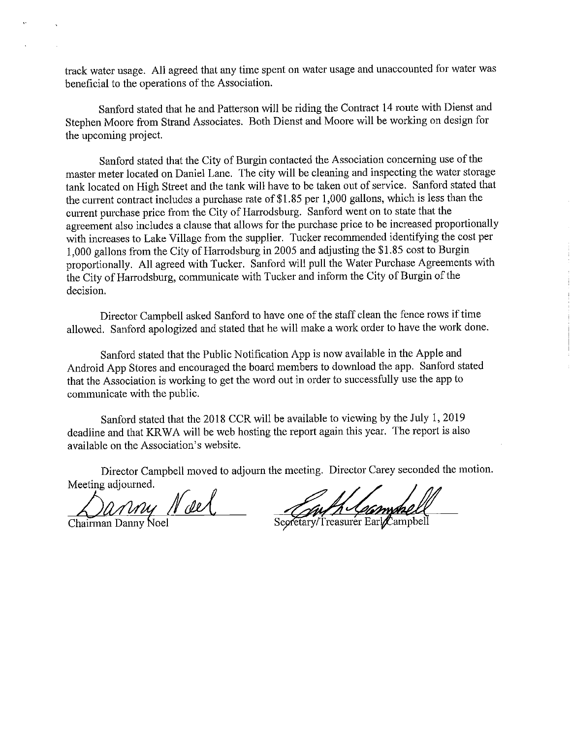track water usage. All agreed that any time spent on water usage and unaccounted for water was beneficial to the operations of the Association.

Sanford stated that he and Patterson will be riding the Contract 14 route with Dienst and Stephen Moore from Strand Associates. Both Dienst and Moore will be working on design for the upcoming project.

Sanford stated that the City of Burgin contacted the Association concerning use of the master meter located on Daniel Lane. The city will be cleaning and inspecting the water storage tank located on High Street and the tank will have to be taken out of service. Sanford stated that the current contract includes a purchase rate of $1.85 per 1,000 gallons, which is less than the current purchase price from the City of Harrodsburg. Sanford went on to state that the agreement also includes a clause that allows for the purchase price to be increased proportionally with increases to Lake Village from the supplier. Tucker recommended identifying the cost per 1,000 gallons from the City of Harrodsburg in 2005 and adjusting the $1.85 cost to Burgin proportionally. All agreed with Tucker. Sanford will pull the Water Purchase Agreements with the City of Harrodsburg, communicate with Tucker and inform the City of Burgin of the decision.

Director Campbell asked Sanford to have one of the staff clean the fence rows if time allowed. Sanford apologized and stated that he will make a work order to have the work done.

Sanford stated that the Public Notification App is now available in the Apple and Android App Stores and encouraged the board members to download the app. Sanford stated that the Association is working to get the word out in order to successfully use the app to communicate with the public.

Sanford stated that the 2018 CCR will be available to viewing by the July 1, 2019 deadline and that KRWA will be web hosting the report again this year. The report is also available on the Association's website.

Director Campbell moved to adjourn the meeting. Director Carey seconded the motion. Meeting adjourned.

Danny Noel
Chairman Danny Noel

Earl Campbell
Secretary/Treasurer Earl Campbell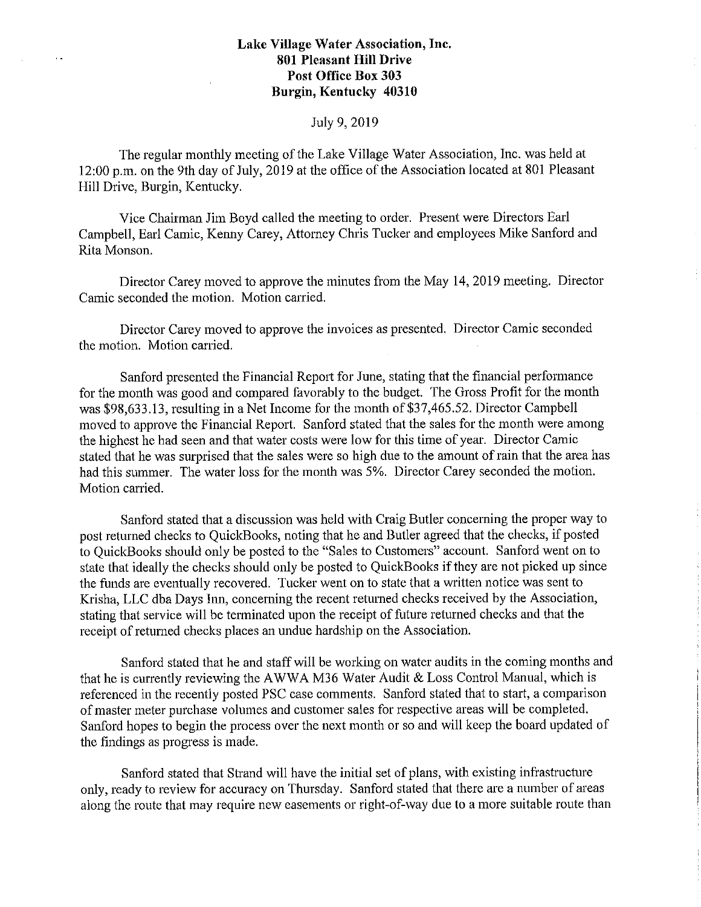**Lake Village Water Association, Inc.**
**801 Pleasant Hill Drive**
**Post Office Box 303**
**Burgin, Kentucky 40310**

July 9, 2019

The regular monthly meeting of the Lake Village Water Association, Inc. was held at 12:00 p.m. on the 9th day of July, 2019 at the office of the Association located at 801 Pleasant Hill Drive, Burgin, Kentucky.

Vice Chairman Jim Boyd called the meeting to order. Present were Directors Earl Campbell, Earl Camic, Kenny Carey, Attorney Chris Tucker and employees Mike Sanford and Rita Monson.

Director Carey moved to approve the minutes from the May 14, 2019 meeting. Director Camic seconded the motion. Motion carried.

Director Carey moved to approve the invoices as presented. Director Camic seconded the motion. Motion carried.

Sanford presented the Financial Report for June, stating that the financial performance for the month was good and compared favorably to the budget. The Gross Profit for the month was $98,633.13, resulting in a Net Income for the month of $37,465.52. Director Campbell moved to approve the Financial Report. Sanford stated that the sales for the month were among the highest he had seen and that water costs were low for this time of year. Director Camic stated that he was surprised that the sales were so high due to the amount of rain that the area has had this summer. The water loss for the month was 5%. Director Carey seconded the motion. Motion carried.

Sanford stated that a discussion was held with Craig Butler concerning the proper way to post returned checks to QuickBooks, noting that he and Butler agreed that the checks, if posted to QuickBooks should only be posted to the "Sales to Customers" account. Sanford went on to state that ideally the checks should only be posted to QuickBooks if they are not picked up since the funds are eventually recovered. Tucker went on to state that a written notice was sent to Krisha, LLC dba Days Inn, concerning the recent returned checks received by the Association, stating that service will be terminated upon the receipt of future returned checks and that the receipt of returned checks places an undue hardship on the Association.

Sanford stated that he and staff will be working on water audits in the coming months and that he is currently reviewing the AWWA M36 Water Audit & Loss Control Manual, which is referenced in the recently posted PSC case comments. Sanford stated that to start, a comparison of master meter purchase volumes and customer sales for respective areas will be completed. Sanford hopes to begin the process over the next month or so and will keep the board updated of the findings as progress is made.

Sanford stated that Strand will have the initial set of plans, with existing infrastructure only, ready to review for accuracy on Thursday. Sanford stated that there are a number of areas along the route that may require new easements or right-of-way due to a more suitable route than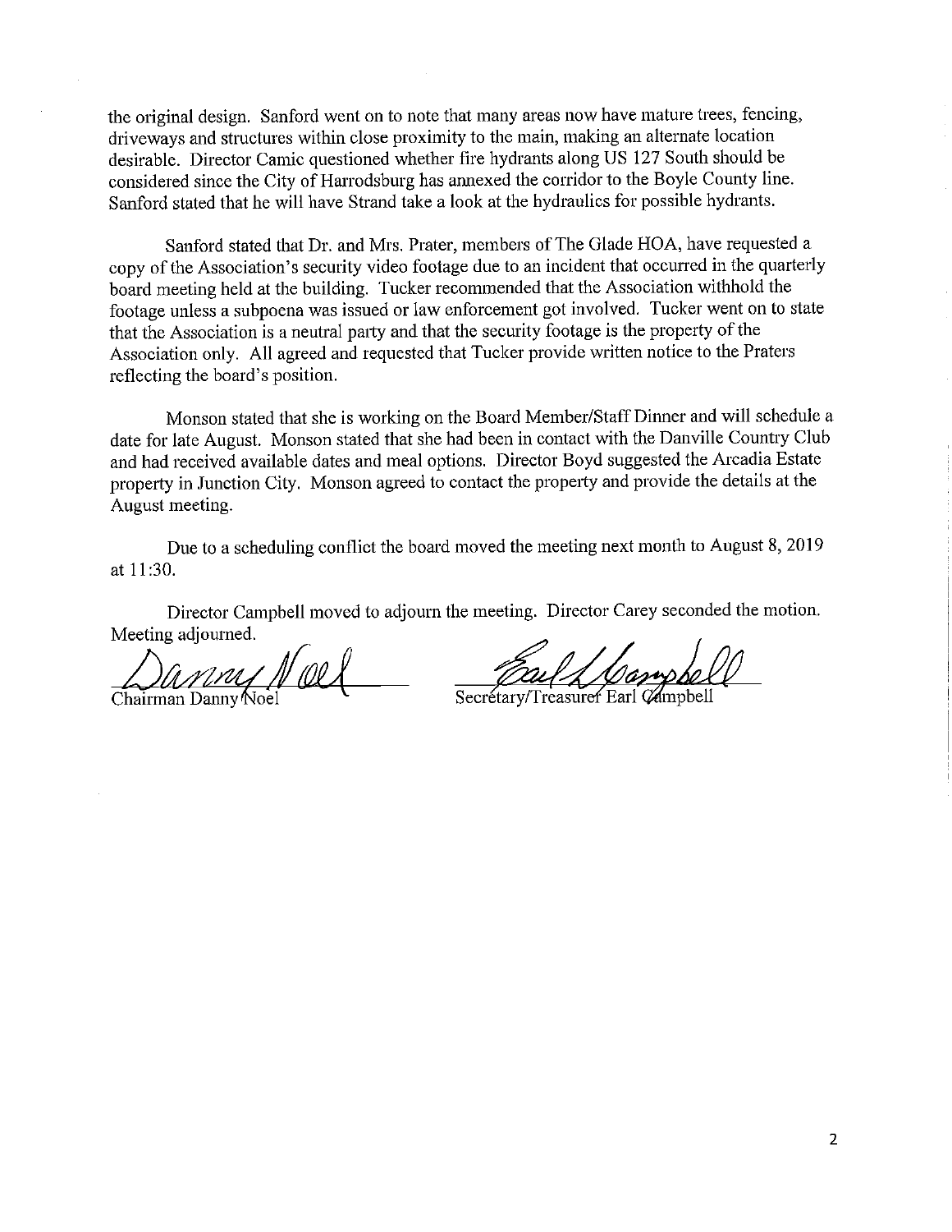the original design. Sanford went on to note that many areas now have mature trees, fencing, driveways and structures within close proximity to the main, making an alternate location desirable. Director Camic questioned whether fire hydrants along US 127 South should be considered since the City of Harrodsburg has annexed the corridor to the Boyle County line. Sanford stated that he will have Strand take a look at the hydraulics for possible hydrants.

Sanford stated that Dr. and Mrs. Prater, members of The Glade HOA, have requested a copy of the Association's security video footage due to an incident that occurred in the quarterly board meeting held at the building. Tucker recommended that the Association withhold the footage unless a subpoena was issued or law enforcement got involved. Tucker went on to state that the Association is a neutral party and that the security footage is the property of the Association only. All agreed and requested that Tucker provide written notice to the Praters reflecting the board's position.

Monson stated that she is working on the Board Member/Staff Dinner and will schedule a date for late August. Monson stated that she had been in contact with the Danville Country Club and had received available dates and meal options. Director Boyd suggested the Arcadia Estate property in Junction City. Monson agreed to contact the property and provide the details at the August meeting.

Due to a scheduling conflict the board moved the meeting next month to August 8, 2019 at 11:30.

Director Campbell moved to adjourn the meeting. Director Carey seconded the motion. Meeting adjourned.

Chairman Danny Noel

Secretary/Treasurer Earl Campbell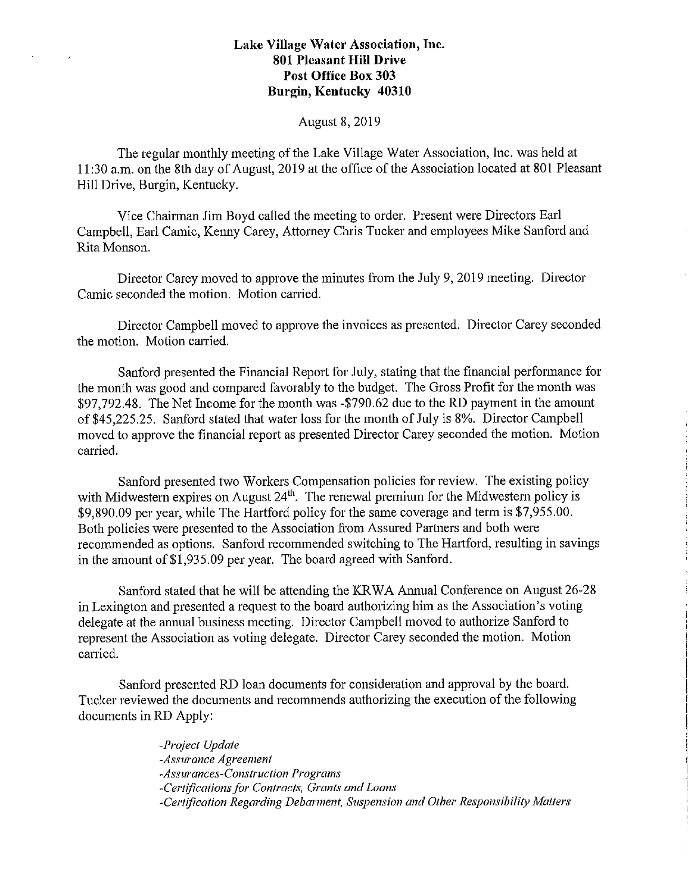**Lake Village Water Association, Inc.**
**801 Pleasant Hill Drive**
**Post Office Box 303**
**Burgin, Kentucky 40310**

August 8, 2019

The regular monthly meeting of the Lake Village Water Association, Inc. was held at 11:30 a.m. on the 8th day of August, 2019 at the office of the Association located at 801 Pleasant Hill Drive, Burgin, Kentucky.

Vice Chairman Jim Boyd called the meeting to order. Present were Directors Earl Campbell, Earl Camic, Kenny Carey, Attorney Chris Tucker and employees Mike Sanford and Rita Monson.

Director Carey moved to approve the minutes from the July 9, 2019 meeting. Director Camic seconded the motion. Motion carried.

Director Campbell moved to approve the invoices as presented. Director Carey seconded the motion. Motion carried.

Sanford presented the Financial Report for July, stating that the financial performance for the month was good and compared favorably to the budget. The Gross Profit for the month was $97,792.48. The Net Income for the month was -$790.62 due to the RD payment in the amount of $45,225.25. Sanford stated that water loss for the month of July is 8%. Director Campbell moved to approve the financial report as presented Director Carey seconded the motion. Motion carried.

Sanford presented two Workers Compensation policies for review. The existing policy with Midwestern expires on August 24th. The renewal premium for the Midwestern policy is $9,890.09 per year, while The Hartford policy for the same coverage and term is $7,955.00. Both policies were presented to the Association from Assured Partners and both were recommended as options. Sanford recommended switching to The Hartford, resulting in savings in the amount of $1,935.09 per year. The board agreed with Sanford.

Sanford stated that he will be attending the KRWA Annual Conference on August 26-28 in Lexington and presented a request to the board authorizing him as the Association's voting delegate at the annual business meeting. Director Campbell moved to authorize Sanford to represent the Association as voting delegate. Director Carey seconded the motion. Motion carried.

Sanford presented RD loan documents for consideration and approval by the board. Tucker reviewed the documents and recommends authorizing the execution of the following documents in RD Apply:

*-Project Update*
*-Assurance Agreement*
*-Assurances-Construction Programs*
*-Certifications for Contracts, Grants and Loans*
*-Certification Regarding Debarment, Suspension and Other Responsibility Matters*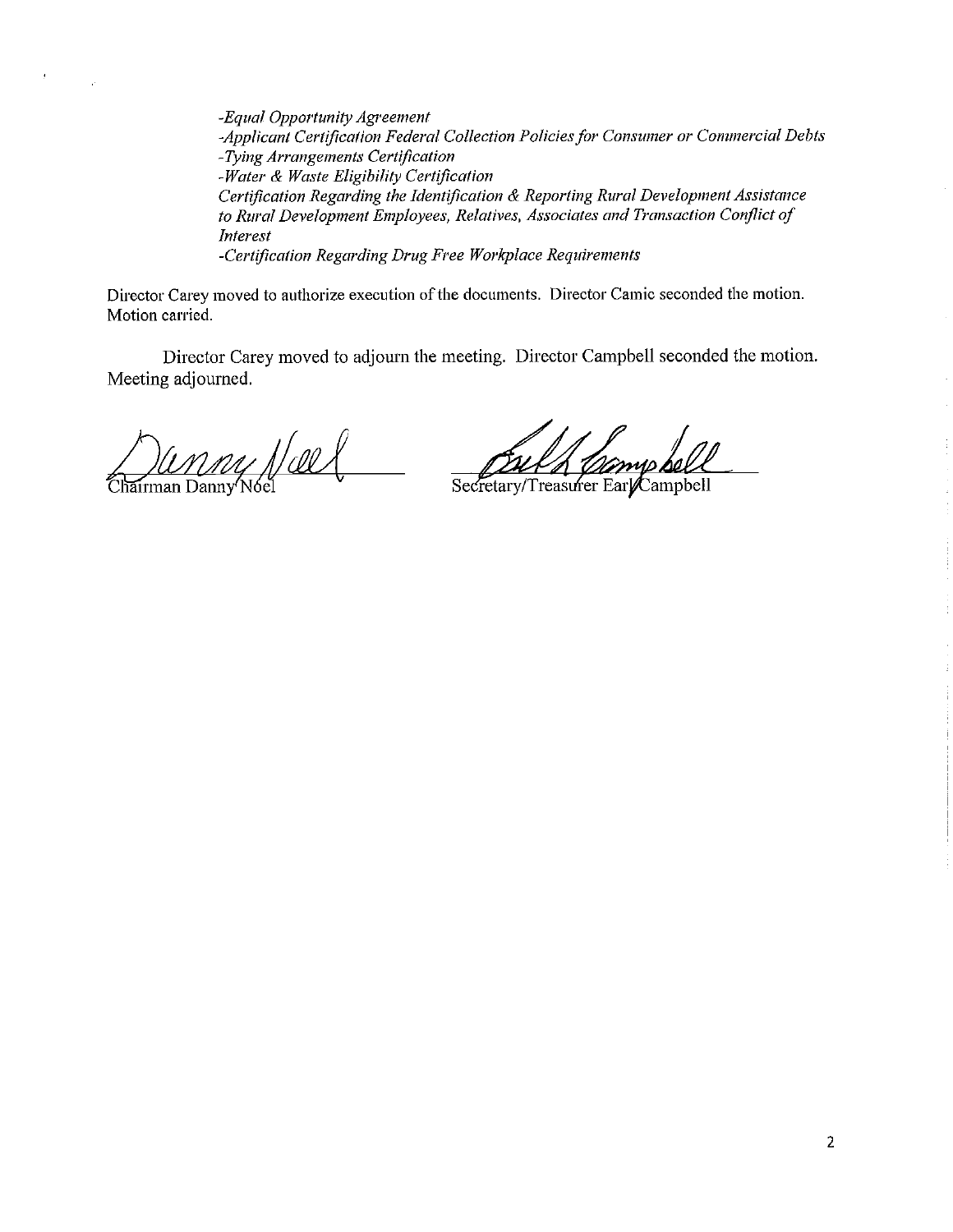*-Equal Opportunity Agreement*
*-Applicant Certification Federal Collection Policies for Consumer or Commercial Debts*
*-Tying Arrangements Certification*
*-Water & Waste Eligibility Certification*
*Certification Regarding the Identification & Reporting Rural Development Assistance to Rural Development Employees, Relatives, Associates and Transaction Conflict of Interest*
*-Certification Regarding Drug Free Workplace Requirements*

Director Carey moved to authorize execution of the documents. Director Camic seconded the motion. Motion carried.

Director Carey moved to adjourn the meeting. Director Campbell seconded the motion. Meeting adjourned.

Chairman Danny Noel

Secretary/Treasurer Earl Campbell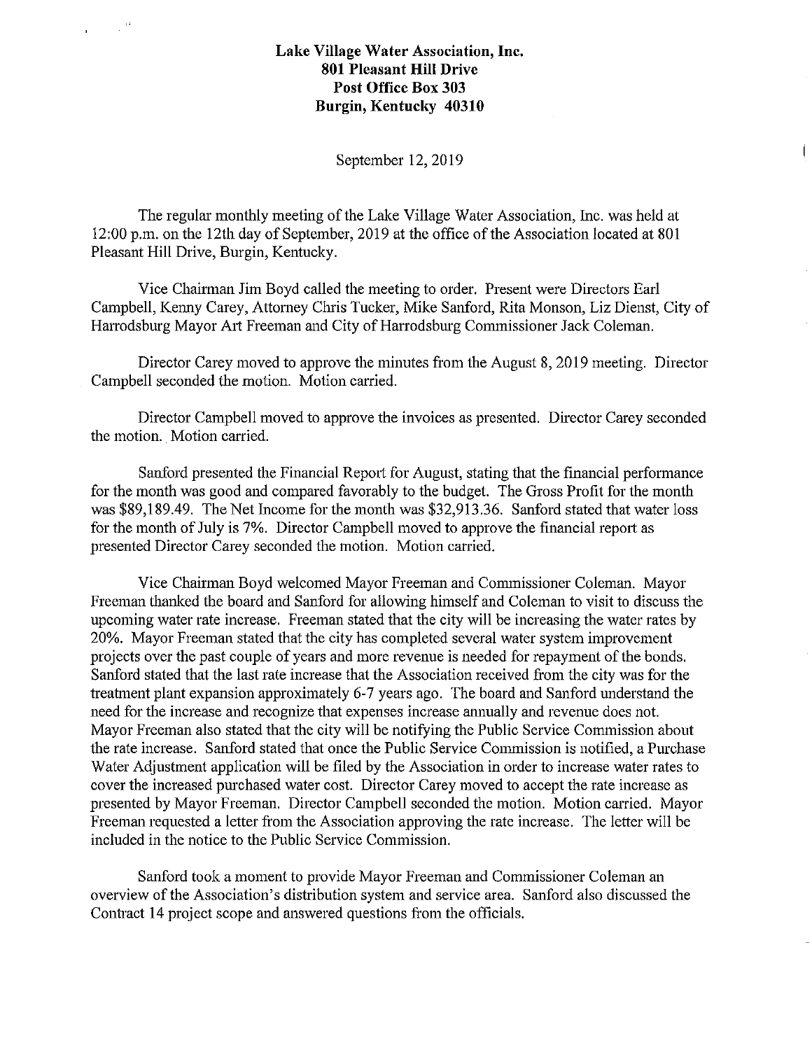**Lake Village Water Association, Inc.**
**801 Pleasant Hill Drive**
**Post Office Box 303**
**Burgin, Kentucky 40310**

September 12, 2019

The regular monthly meeting of the Lake Village Water Association, Inc. was held at 12:00 p.m. on the 12th day of September, 2019 at the office of the Association located at 801 Pleasant Hill Drive, Burgin, Kentucky.

Vice Chairman Jim Boyd called the meeting to order. Present were Directors Earl Campbell, Kenny Carey, Attorney Chris Tucker, Mike Sanford, Rita Monson, Liz Dienst, City of Harrodsburg Mayor Art Freeman and City of Harrodsburg Commissioner Jack Coleman.

Director Carey moved to approve the minutes from the August 8, 2019 meeting. Director Campbell seconded the motion. Motion carried.

Director Campbell moved to approve the invoices as presented. Director Carey seconded the motion. Motion carried.

Sanford presented the Financial Report for August, stating that the financial performance for the month was good and compared favorably to the budget. The Gross Profit for the month was $89,189.49. The Net Income for the month was $32,913.36. Sanford stated that water loss for the month of July is 7%. Director Campbell moved to approve the financial report as presented Director Carey seconded the motion. Motion carried.

Vice Chairman Boyd welcomed Mayor Freeman and Commissioner Coleman. Mayor Freeman thanked the board and Sanford for allowing himself and Coleman to visit to discuss the upcoming water rate increase. Freeman stated that the city will be increasing the water rates by 20%. Mayor Freeman stated that the city has completed several water system improvement projects over the past couple of years and more revenue is needed for repayment of the bonds. Sanford stated that the last rate increase that the Association received from the city was for the treatment plant expansion approximately 6-7 years ago. The board and Sanford understand the need for the increase and recognize that expenses increase annually and revenue does not. Mayor Freeman also stated that the city will be notifying the Public Service Commission about the rate increase. Sanford stated that once the Public Service Commission is notified, a Purchase Water Adjustment application will be filed by the Association in order to increase water rates to cover the increased purchased water cost. Director Carey moved to accept the rate increase as presented by Mayor Freeman. Director Campbell seconded the motion. Motion carried. Mayor Freeman requested a letter from the Association approving the rate increase. The letter will be included in the notice to the Public Service Commission.

Sanford took a moment to provide Mayor Freeman and Commissioner Coleman an overview of the Association's distribution system and service area. Sanford also discussed the Contract 14 project scope and answered questions from the officials.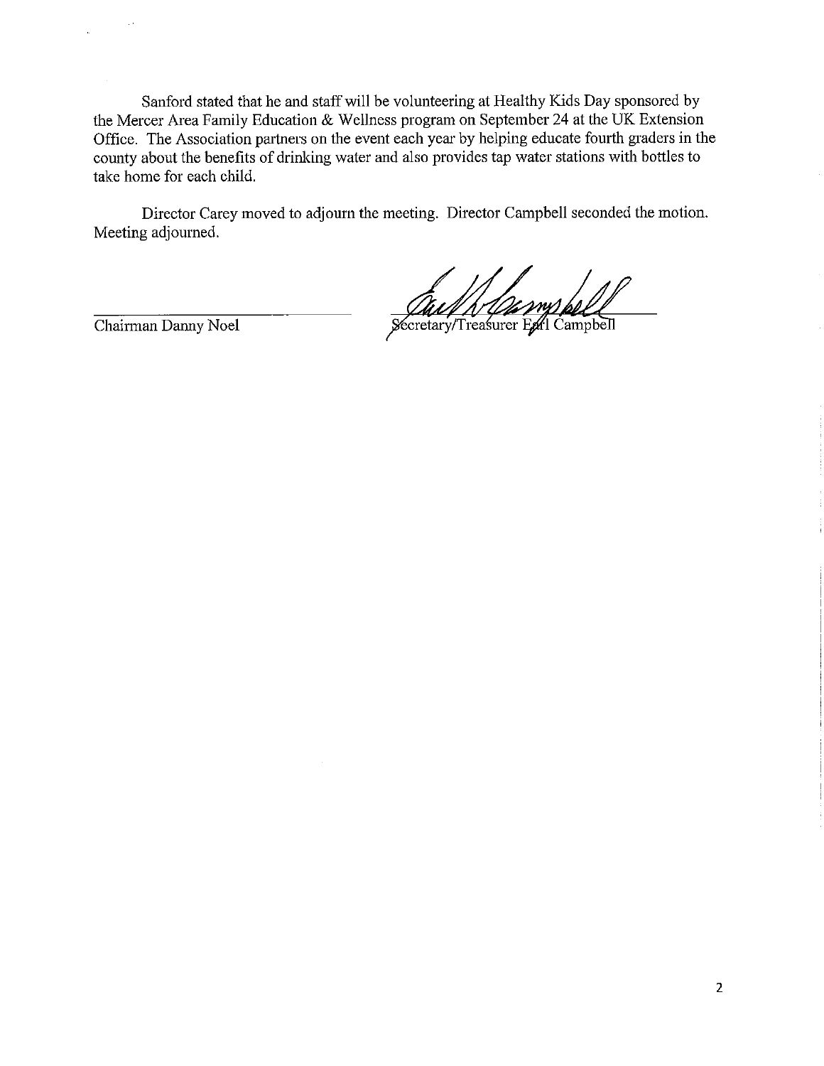Sanford stated that he and staff will be volunteering at Healthy Kids Day sponsored by the Mercer Area Family Education & Wellness program on September 24 at the UK Extension Office. The Association partners on the event each year by helping educate fourth graders in the county about the benefits of drinking water and also provides tap water stations with bottles to take home for each child.

Director Carey moved to adjourn the meeting. Director Campbell seconded the motion. Meeting adjourned.

| | |
|---|---|
| Chairman Danny Noel | Secretary/Treasurer Earl Campbell |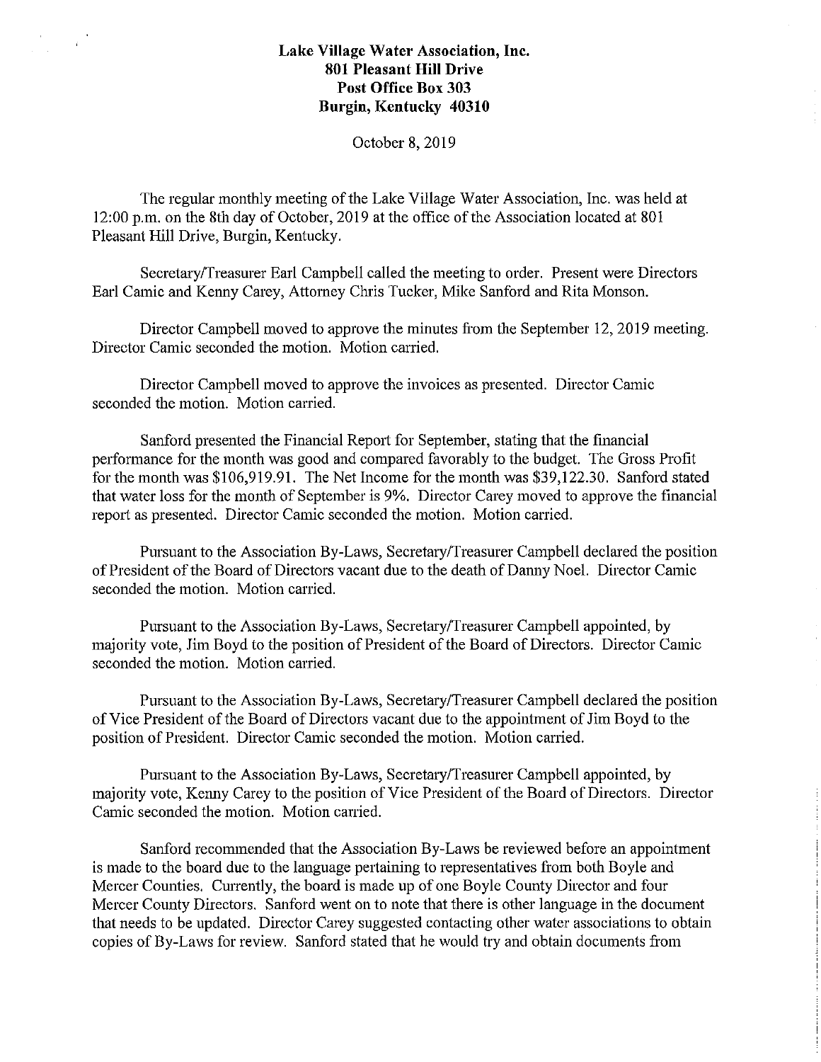**Lake Village Water Association, Inc.**
**801 Pleasant Hill Drive**
**Post Office Box 303**
**Burgin, Kentucky 40310**

October 8, 2019

The regular monthly meeting of the Lake Village Water Association, Inc. was held at 12:00 p.m. on the 8th day of October, 2019 at the office of the Association located at 801 Pleasant Hill Drive, Burgin, Kentucky.

Secretary/Treasurer Earl Campbell called the meeting to order. Present were Directors Earl Camic and Kenny Carey, Attorney Chris Tucker, Mike Sanford and Rita Monson.

Director Campbell moved to approve the minutes from the September 12, 2019 meeting. Director Camic seconded the motion. Motion carried.

Director Campbell moved to approve the invoices as presented. Director Camic seconded the motion. Motion carried.

Sanford presented the Financial Report for September, stating that the financial performance for the month was good and compared favorably to the budget. The Gross Profit for the month was $106,919.91. The Net Income for the month was $39,122.30. Sanford stated that water loss for the month of September is 9%. Director Carey moved to approve the financial report as presented. Director Camic seconded the motion. Motion carried.

Pursuant to the Association By-Laws, Secretary/Treasurer Campbell declared the position of President of the Board of Directors vacant due to the death of Danny Noel. Director Camic seconded the motion. Motion carried.

Pursuant to the Association By-Laws, Secretary/Treasurer Campbell appointed, by majority vote, Jim Boyd to the position of President of the Board of Directors. Director Camic seconded the motion. Motion carried.

Pursuant to the Association By-Laws, Secretary/Treasurer Campbell declared the position of Vice President of the Board of Directors vacant due to the appointment of Jim Boyd to the position of President. Director Camic seconded the motion. Motion carried.

Pursuant to the Association By-Laws, Secretary/Treasurer Campbell appointed, by majority vote, Kenny Carey to the position of Vice President of the Board of Directors. Director Camic seconded the motion. Motion carried.

Sanford recommended that the Association By-Laws be reviewed before an appointment is made to the board due to the language pertaining to representatives from both Boyle and Mercer Counties. Currently, the board is made up of one Boyle County Director and four Mercer County Directors. Sanford went on to note that there is other language in the document that needs to be updated. Director Carey suggested contacting other water associations to obtain copies of By-Laws for review. Sanford stated that he would try and obtain documents from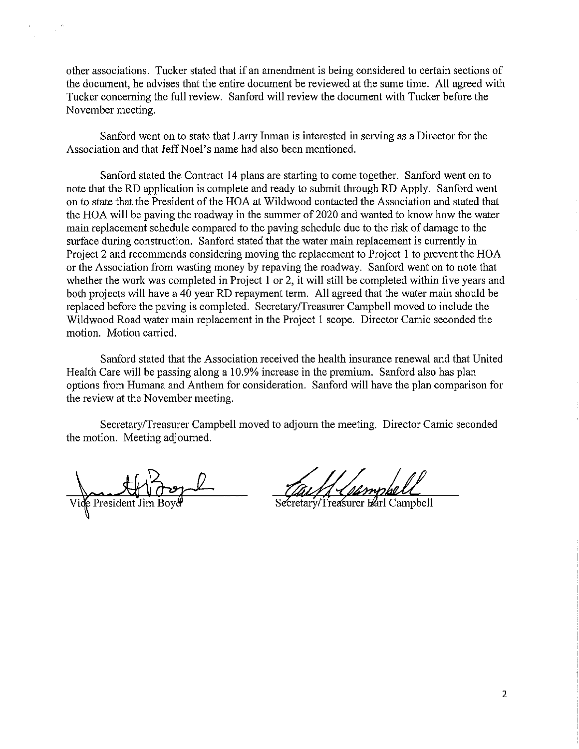other associations. Tucker stated that if an amendment is being considered to certain sections of the document, he advises that the entire document be reviewed at the same time. All agreed with Tucker concerning the full review. Sanford will review the document with Tucker before the November meeting.

Sanford went on to state that Larry Inman is interested in serving as a Director for the Association and that Jeff Noel's name had also been mentioned.

Sanford stated the Contract 14 plans are starting to come together. Sanford went on to note that the RD application is complete and ready to submit through RD Apply. Sanford went on to state that the President of the HOA at Wildwood contacted the Association and stated that the HOA will be paving the roadway in the summer of 2020 and wanted to know how the water main replacement schedule compared to the paving schedule due to the risk of damage to the surface during construction. Sanford stated that the water main replacement is currently in Project 2 and recommends considering moving the replacement to Project 1 to prevent the HOA or the Association from wasting money by repaving the roadway. Sanford went on to note that whether the work was completed in Project 1 or 2, it will still be completed within five years and both projects will have a 40 year RD repayment term. All agreed that the water main should be replaced before the paving is completed. Secretary/Treasurer Campbell moved to include the Wildwood Road water main replacement in the Project 1 scope. Director Camic seconded the motion. Motion carried.

Sanford stated that the Association received the health insurance renewal and that United Health Care will be passing along a 10.9% increase in the premium. Sanford also has plan options from Humana and Anthem for consideration. Sanford will have the plan comparison for the review at the November meeting.

Secretary/Treasurer Campbell moved to adjourn the meeting. Director Camic seconded the motion. Meeting adjourned.

Vice President Jim Boyd

Secretary/Treasurer Earl Campbell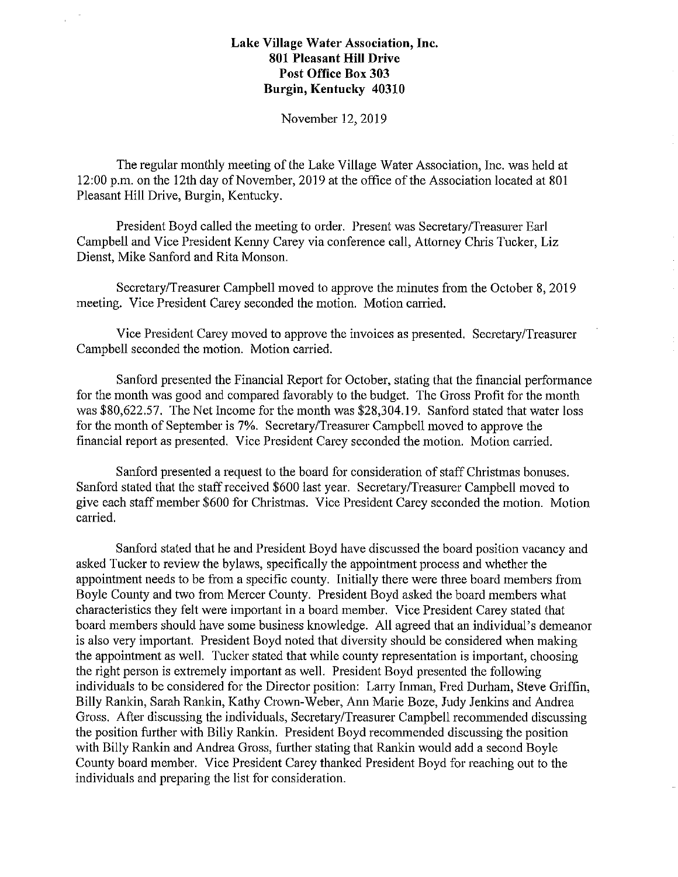**Lake Village Water Association, Inc.**
**801 Pleasant Hill Drive**
**Post Office Box 303**
**Burgin, Kentucky 40310**

November 12, 2019

The regular monthly meeting of the Lake Village Water Association, Inc. was held at 12:00 p.m. on the 12th day of November, 2019 at the office of the Association located at 801 Pleasant Hill Drive, Burgin, Kentucky.

President Boyd called the meeting to order. Present was Secretary/Treasurer Earl Campbell and Vice President Kenny Carey via conference call, Attorney Chris Tucker, Liz Dienst, Mike Sanford and Rita Monson.

Secretary/Treasurer Campbell moved to approve the minutes from the October 8, 2019 meeting. Vice President Carey seconded the motion. Motion carried.

Vice President Carey moved to approve the invoices as presented. Secretary/Treasurer Campbell seconded the motion. Motion carried.

Sanford presented the Financial Report for October, stating that the financial performance for the month was good and compared favorably to the budget. The Gross Profit for the month was $80,622.57. The Net Income for the month was $28,304.19. Sanford stated that water loss for the month of September is 7%. Secretary/Treasurer Campbell moved to approve the financial report as presented. Vice President Carey seconded the motion. Motion carried.

Sanford presented a request to the board for consideration of staff Christmas bonuses. Sanford stated that the staff received $600 last year. Secretary/Treasurer Campbell moved to give each staff member $600 for Christmas. Vice President Carey seconded the motion. Motion carried.

Sanford stated that he and President Boyd have discussed the board position vacancy and asked Tucker to review the bylaws, specifically the appointment process and whether the appointment needs to be from a specific county. Initially there were three board members from Boyle County and two from Mercer County. President Boyd asked the board members what characteristics they felt were important in a board member. Vice President Carey stated that board members should have some business knowledge. All agreed that an individual's demeanor is also very important. President Boyd noted that diversity should be considered when making the appointment as well. Tucker stated that while county representation is important, choosing the right person is extremely important as well. President Boyd presented the following individuals to be considered for the Director position: Larry Inman, Fred Durham, Steve Griffin, Billy Rankin, Sarah Rankin, Kathy Crown-Weber, Ann Marie Boze, Judy Jenkins and Andrea Gross. After discussing the individuals, Secretary/Treasurer Campbell recommended discussing the position further with Billy Rankin. President Boyd recommended discussing the position with Billy Rankin and Andrea Gross, further stating that Rankin would add a second Boyle County board member. Vice President Carey thanked President Boyd for reaching out to the individuals and preparing the list for consideration.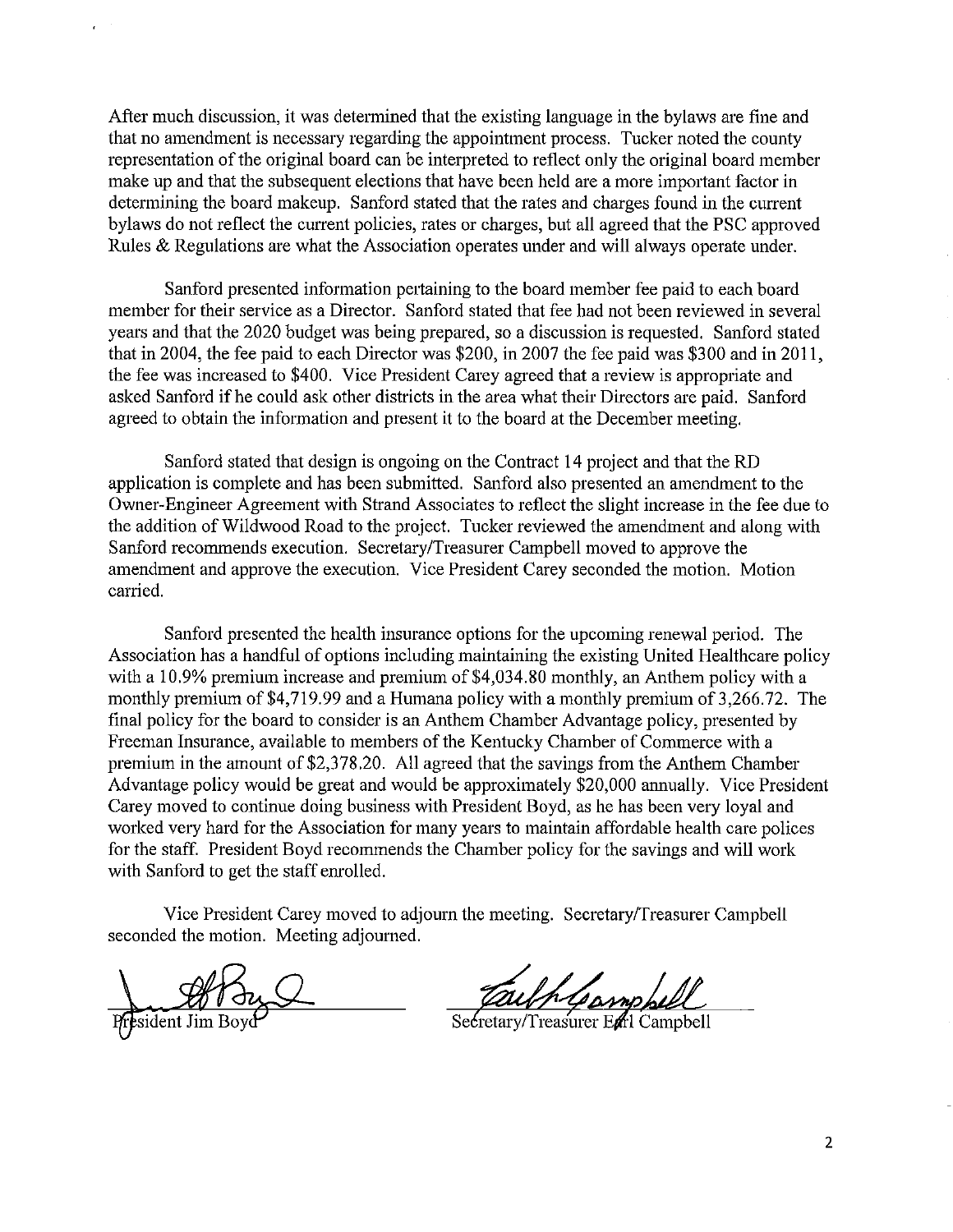After much discussion, it was determined that the existing language in the bylaws are fine and that no amendment is necessary regarding the appointment process. Tucker noted the county representation of the original board can be interpreted to reflect only the original board member make up and that the subsequent elections that have been held are a more important factor in determining the board makeup. Sanford stated that the rates and charges found in the current bylaws do not reflect the current policies, rates or charges, but all agreed that the PSC approved Rules & Regulations are what the Association operates under and will always operate under.

Sanford presented information pertaining to the board member fee paid to each board member for their service as a Director. Sanford stated that fee had not been reviewed in several years and that the 2020 budget was being prepared, so a discussion is requested. Sanford stated that in 2004, the fee paid to each Director was $200, in 2007 the fee paid was $300 and in 2011, the fee was increased to $400. Vice President Carey agreed that a review is appropriate and asked Sanford if he could ask other districts in the area what their Directors are paid. Sanford agreed to obtain the information and present it to the board at the December meeting.

Sanford stated that design is ongoing on the Contract 14 project and that the RD application is complete and has been submitted. Sanford also presented an amendment to the Owner-Engineer Agreement with Strand Associates to reflect the slight increase in the fee due to the addition of Wildwood Road to the project. Tucker reviewed the amendment and along with Sanford recommends execution. Secretary/Treasurer Campbell moved to approve the amendment and approve the execution. Vice President Carey seconded the motion. Motion carried.

Sanford presented the health insurance options for the upcoming renewal period. The Association has a handful of options including maintaining the existing United Healthcare policy with a 10.9% premium increase and premium of $4,034.80 monthly, an Anthem policy with a monthly premium of $4,719.99 and a Humana policy with a monthly premium of 3,266.72. The final policy for the board to consider is an Anthem Chamber Advantage policy, presented by Freeman Insurance, available to members of the Kentucky Chamber of Commerce with a premium in the amount of $2,378.20. All agreed that the savings from the Anthem Chamber Advantage policy would be great and would be approximately $20,000 annually. Vice President Carey moved to continue doing business with President Boyd, as he has been very loyal and worked very hard for the Association for many years to maintain affordable health care polices for the staff. President Boyd recommends the Chamber policy for the savings and will work with Sanford to get the staff enrolled.

Vice President Carey moved to adjourn the meeting. Secretary/Treasurer Campbell seconded the motion. Meeting adjourned.

President Jim Boyd

Secretary/Treasurer Earl Campbell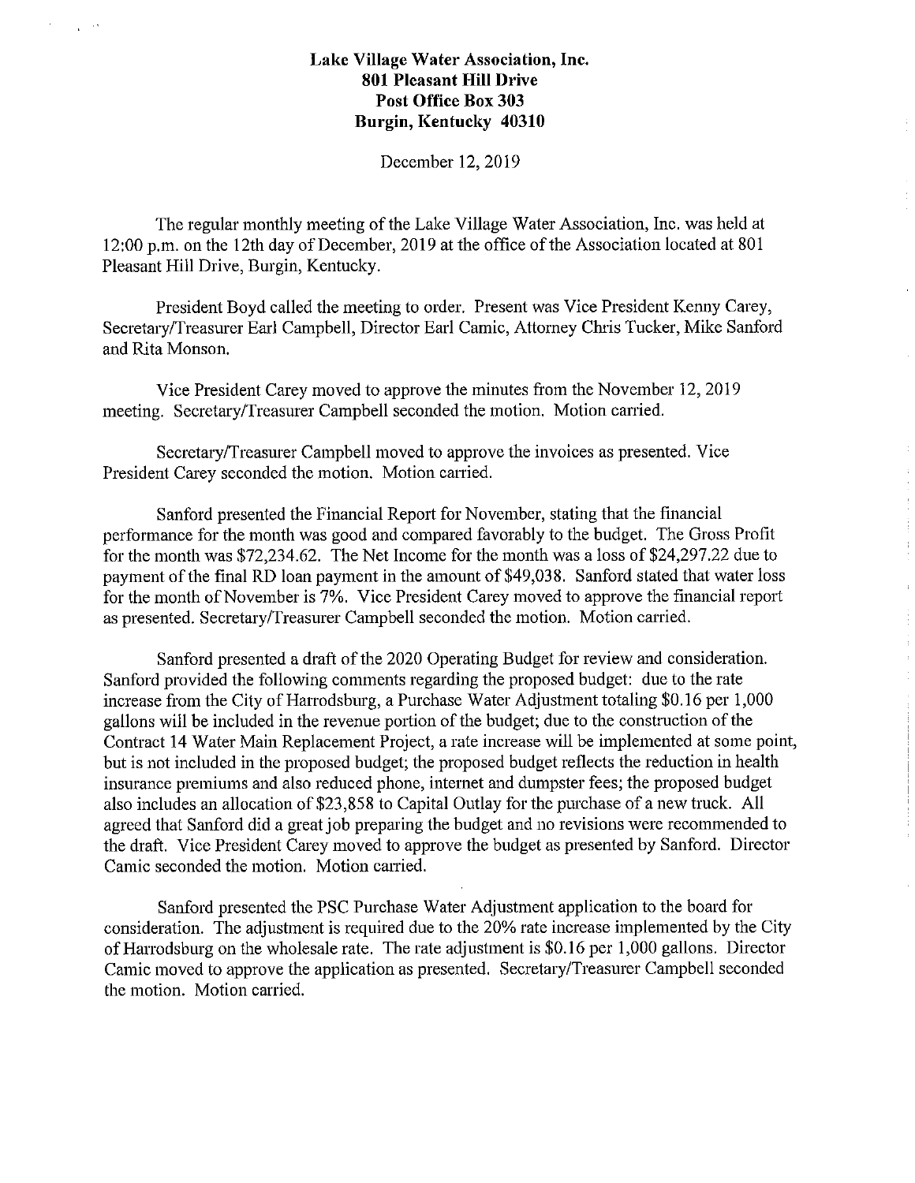**Lake Village Water Association, Inc.**
**801 Pleasant Hill Drive**
**Post Office Box 303**
**Burgin, Kentucky 40310**

December 12, 2019

The regular monthly meeting of the Lake Village Water Association, Inc. was held at 12:00 p.m. on the 12th day of December, 2019 at the office of the Association located at 801 Pleasant Hill Drive, Burgin, Kentucky.

President Boyd called the meeting to order. Present was Vice President Kenny Carey, Secretary/Treasurer Earl Campbell, Director Earl Camic, Attorney Chris Tucker, Mike Sanford and Rita Monson.

Vice President Carey moved to approve the minutes from the November 12, 2019 meeting. Secretary/Treasurer Campbell seconded the motion. Motion carried.

Secretary/Treasurer Campbell moved to approve the invoices as presented. Vice President Carey seconded the motion. Motion carried.

Sanford presented the Financial Report for November, stating that the financial performance for the month was good and compared favorably to the budget. The Gross Profit for the month was $72,234.62. The Net Income for the month was a loss of $24,297.22 due to payment of the final RD loan payment in the amount of $49,038. Sanford stated that water loss for the month of November is 7%. Vice President Carey moved to approve the financial report as presented. Secretary/Treasurer Campbell seconded the motion. Motion carried.

Sanford presented a draft of the 2020 Operating Budget for review and consideration. Sanford provided the following comments regarding the proposed budget: due to the rate increase from the City of Harrodsburg, a Purchase Water Adjustment totaling $0.16 per 1,000 gallons will be included in the revenue portion of the budget; due to the construction of the Contract 14 Water Main Replacement Project, a rate increase will be implemented at some point, but is not included in the proposed budget; the proposed budget reflects the reduction in health insurance premiums and also reduced phone, internet and dumpster fees; the proposed budget also includes an allocation of $23,858 to Capital Outlay for the purchase of a new truck. All agreed that Sanford did a great job preparing the budget and no revisions were recommended to the draft. Vice President Carey moved to approve the budget as presented by Sanford. Director Camic seconded the motion. Motion carried.

Sanford presented the PSC Purchase Water Adjustment application to the board for consideration. The adjustment is required due to the 20% rate increase implemented by the City of Harrodsburg on the wholesale rate. The rate adjustment is $0.16 per 1,000 gallons. Director Camic moved to approve the application as presented. Secretary/Treasurer Campbell seconded the motion. Motion carried.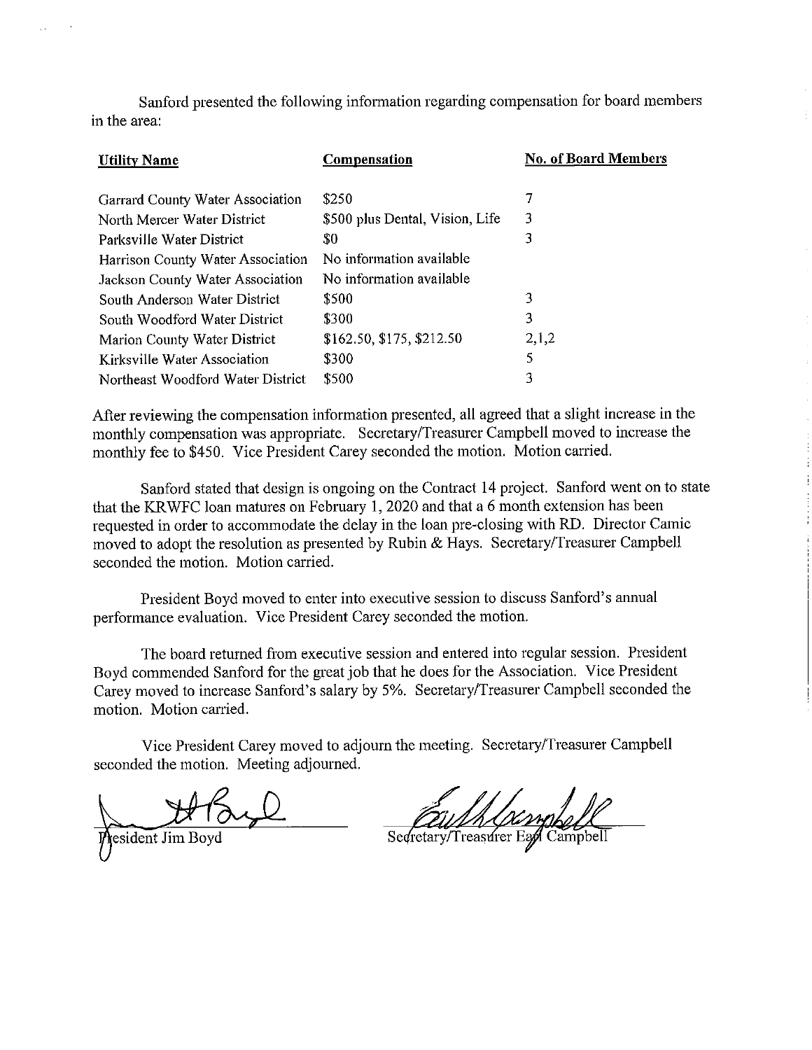Sanford presented the following information regarding compensation for board members in the area:

| Utility Name | Compensation | No. of Board Members |
|---|---|---|
| Garrard County Water Association | $250 | 7 |
| North Mercer Water District | $500 plus Dental, Vision, Life | 3 |
| Parksville Water District | $0 | 3 |
| Harrison County Water Association | No information available | |
| Jackson County Water Association | No information available | |
| South Anderson Water District | $500 | 3 |
| South Woodford Water District | $300 | 3 |
| Marion County Water District | $162.50, $175, $212.50 | 2,1,2 |
| Kirksville Water Association | $300 | 5 |
| Northeast Woodford Water District | $500 | 3 |

After reviewing the compensation information presented, all agreed that a slight increase in the monthly compensation was appropriate. Secretary/Treasurer Campbell moved to increase the monthly fee to $450. Vice President Carey seconded the motion. Motion carried.

Sanford stated that design is ongoing on the Contract 14 project. Sanford went on to state that the KRWFC loan matures on February 1, 2020 and that a 6 month extension has been requested in order to accommodate the delay in the loan pre-closing with RD. Director Camic moved to adopt the resolution as presented by Rubin & Hays. Secretary/Treasurer Campbell seconded the motion. Motion carried.

President Boyd moved to enter into executive session to discuss Sanford's annual performance evaluation. Vice President Carey seconded the motion.

The board returned from executive session and entered into regular session. President Boyd commended Sanford for the great job that he does for the Association. Vice President Carey moved to increase Sanford's salary by 5%. Secretary/Treasurer Campbell seconded the motion. Motion carried.

Vice President Carey moved to adjourn the meeting. Secretary/Treasurer Campbell seconded the motion. Meeting adjourned.

President Jim Boyd

Secretary/Treasurer Earl Campbell